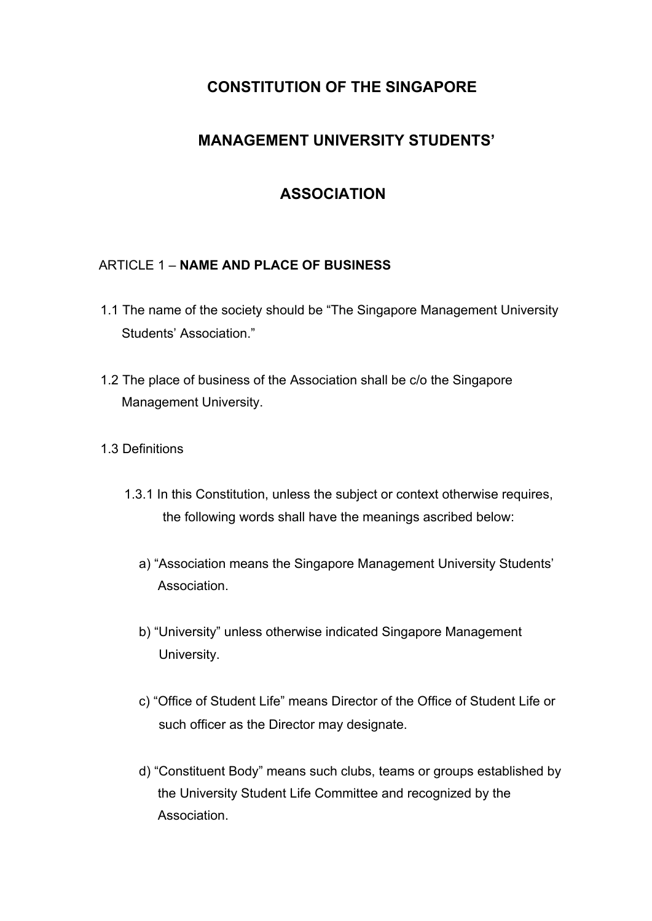# CONSTITUTION OF THE SINGAPORE MANAGEMENT UNIVERSITY STUDENTS' ASSOCIATION

## ARTICLE 1 – NAME AND PLACE OF BUSINESS

1.1 The name of the society should be "The Singapore Management University Students' Association."

1.2 The place of business of the Association shall be c/o the Singapore Management University.

1.3 Definitions

1.3.1 In this Constitution, unless the subject or context otherwise requires, the following words shall have the meanings ascribed below:

a) "Association means the Singapore Management University Students' Association.

b) "University" unless otherwise indicated Singapore Management University.

c) "Office of Student Life" means Director of the Office of Student Life or such officer as the Director may designate.

d) "Constituent Body" means such clubs, teams or groups established by the University Student Life Committee and recognized by the Association.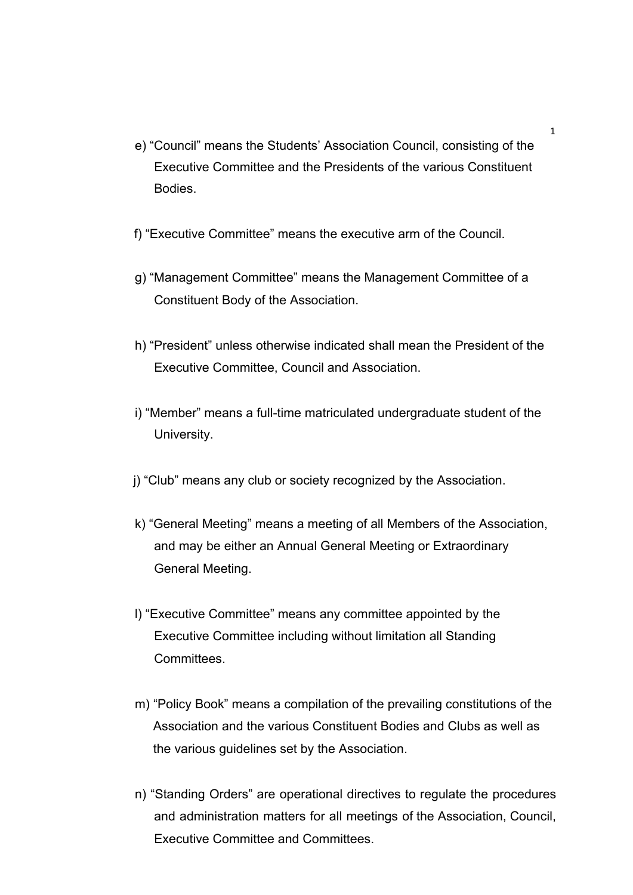e) “Council” means the Students’ Association Council, consisting of the Executive Committee and the Presidents of the various Constituent Bodies.

f) “Executive Committee” means the executive arm of the Council.

g) “Management Committee” means the Management Committee of a Constituent Body of the Association.

h) “President” unless otherwise indicated shall mean the President of the Executive Committee, Council and Association.

i) “Member” means a full-time matriculated undergraduate student of the University.

j) “Club” means any club or society recognized by the Association.

k) “General Meeting” means a meeting of all Members of the Association, and may be either an Annual General Meeting or Extraordinary General Meeting.

l) “Executive Committee” means any committee appointed by the Executive Committee including without limitation all Standing Committees.

m) “Policy Book” means a compilation of the prevailing constitutions of the Association and the various Constituent Bodies and Clubs as well as the various guidelines set by the Association.

n) “Standing Orders” are operational directives to regulate the procedures and administration matters for all meetings of the Association, Council, Executive Committee and Committees.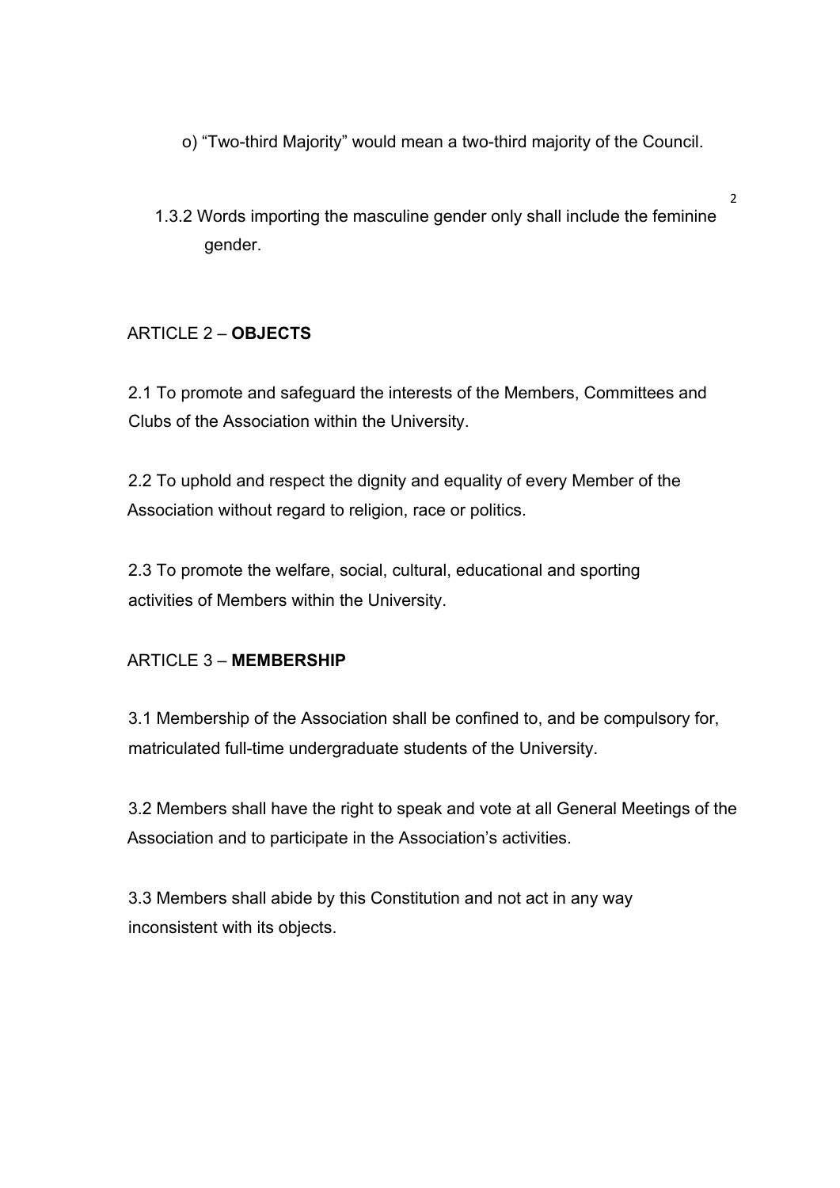o) "Two-third Majority" would mean a two-third majority of the Council.

1.3.2 Words importing the masculine gender only shall include the feminine gender.

## ARTICLE 2 – **OBJECTS**

2.1 To promote and safeguard the interests of the Members, Committees and Clubs of the Association within the University.

2.2 To uphold and respect the dignity and equality of every Member of the Association without regard to religion, race or politics.

2.3 To promote the welfare, social, cultural, educational and sporting activities of Members within the University.

## ARTICLE 3 – **MEMBERSHIP**

3.1 Membership of the Association shall be confined to, and be compulsory for, matriculated full-time undergraduate students of the University.

3.2 Members shall have the right to speak and vote at all General Meetings of the Association and to participate in the Association's activities.

3.3 Members shall abide by this Constitution and not act in any way inconsistent with its objects.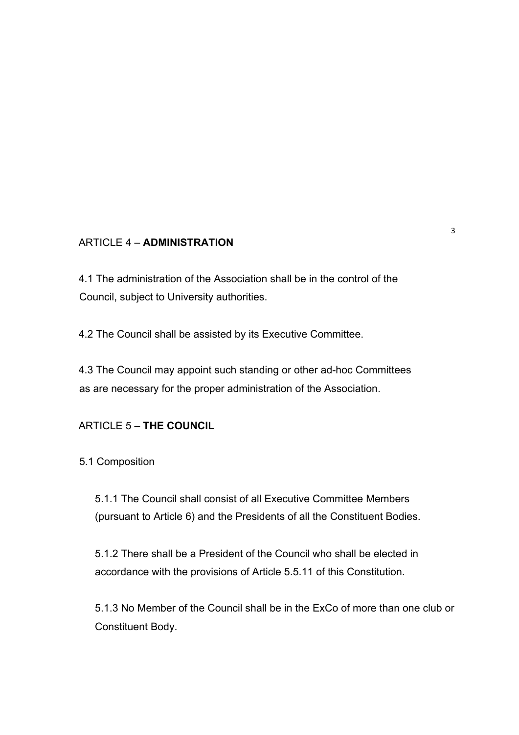## ARTICLE 4 – **ADMINISTRATION**

4.1 The administration of the Association shall be in the control of the Council, subject to University authorities.

4.2 The Council shall be assisted by its Executive Committee.

4.3 The Council may appoint such standing or other ad-hoc Committees as are necessary for the proper administration of the Association.

## ARTICLE 5 – **THE COUNCIL**

5.1 Composition

5.1.1 The Council shall consist of all Executive Committee Members (pursuant to Article 6) and the Presidents of all the Constituent Bodies.

5.1.2 There shall be a President of the Council who shall be elected in accordance with the provisions of Article 5.5.11 of this Constitution.

5.1.3 No Member of the Council shall be in the ExCo of more than one club or Constituent Body.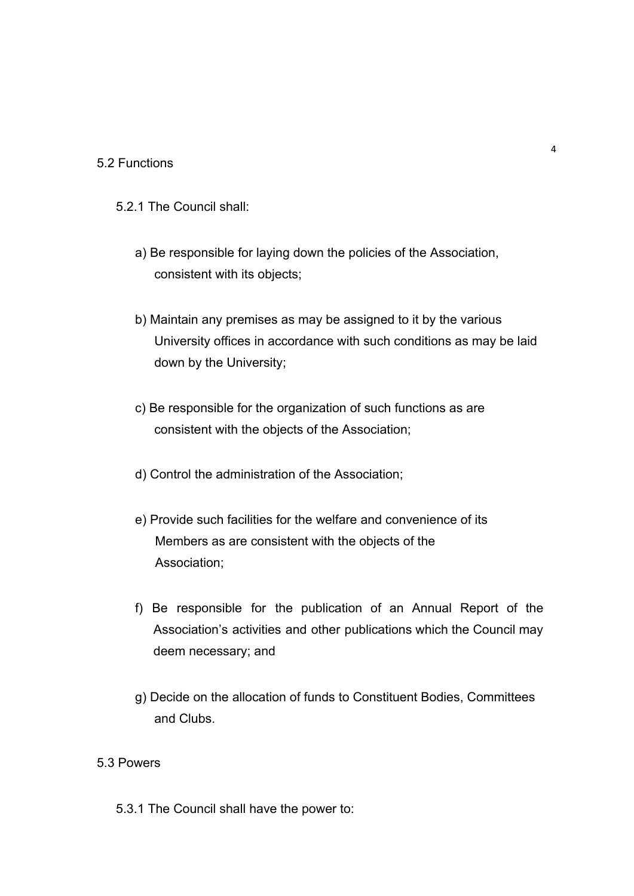5.2 Functions

5.2.1 The Council shall:

a) Be responsible for laying down the policies of the Association, consistent with its objects;

b) Maintain any premises as may be assigned to it by the various University offices in accordance with such conditions as may be laid down by the University;

c) Be responsible for the organization of such functions as are consistent with the objects of the Association;

d) Control the administration of the Association;

e) Provide such facilities for the welfare and convenience of its Members as are consistent with the objects of the Association;

f) Be responsible for the publication of an Annual Report of the Association's activities and other publications which the Council may deem necessary; and

g) Decide on the allocation of funds to Constituent Bodies, Committees and Clubs.

5.3 Powers

5.3.1 The Council shall have the power to: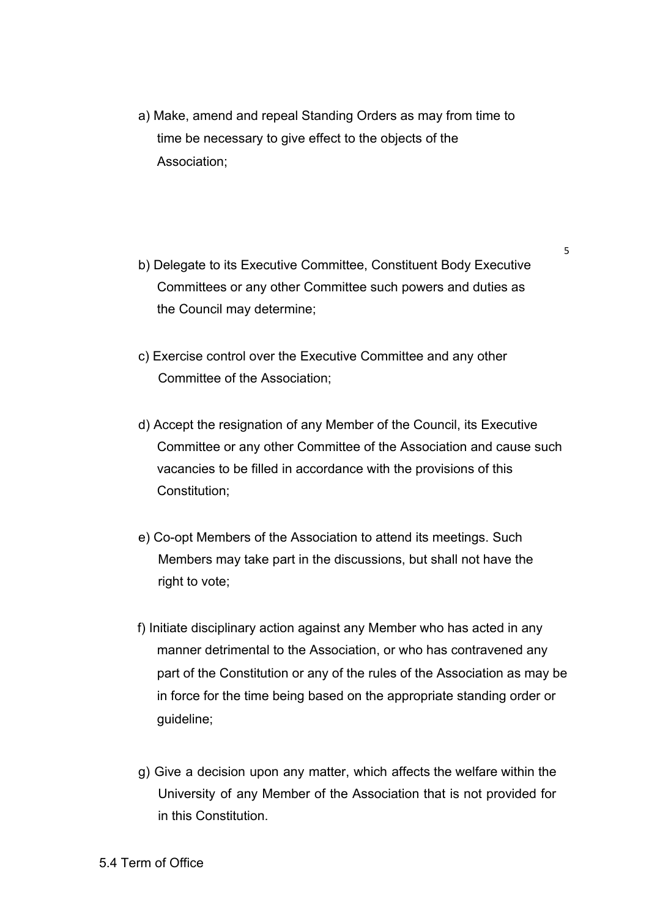a) Make, amend and repeal Standing Orders as may from time to time be necessary to give effect to the objects of the Association;

b) Delegate to its Executive Committee, Constituent Body Executive Committees or any other Committee such powers and duties as the Council may determine;

c) Exercise control over the Executive Committee and any other Committee of the Association;

d) Accept the resignation of any Member of the Council, its Executive Committee or any other Committee of the Association and cause such vacancies to be filled in accordance with the provisions of this Constitution;

e) Co-opt Members of the Association to attend its meetings. Such Members may take part in the discussions, but shall not have the right to vote;

f) Initiate disciplinary action against any Member who has acted in any manner detrimental to the Association, or who has contravened any part of the Constitution or any of the rules of the Association as may be in force for the time being based on the appropriate standing order or guideline;

g) Give a decision upon any matter, which affects the welfare within the University of any Member of the Association that is not provided for in this Constitution.

5.4 Term of Office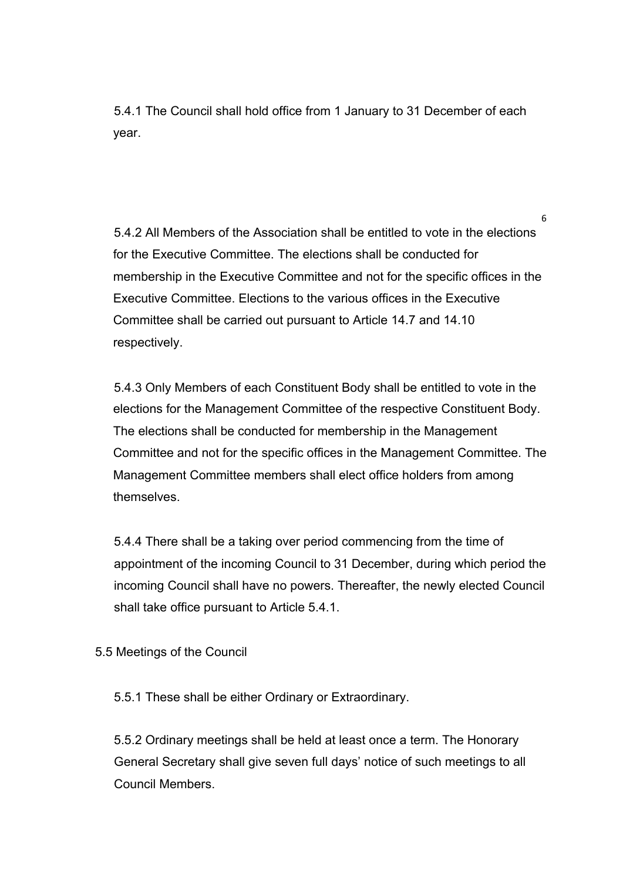5.4.1 The Council shall hold office from 1 January to 31 December of each year.

5.4.2 All Members of the Association shall be entitled to vote in the elections for the Executive Committee. The elections shall be conducted for membership in the Executive Committee and not for the specific offices in the Executive Committee. Elections to the various offices in the Executive Committee shall be carried out pursuant to Article 14.7 and 14.10 respectively.

5.4.3 Only Members of each Constituent Body shall be entitled to vote in the elections for the Management Committee of the respective Constituent Body. The elections shall be conducted for membership in the Management Committee and not for the specific offices in the Management Committee. The Management Committee members shall elect office holders from among themselves.

5.4.4 There shall be a taking over period commencing from the time of appointment of the incoming Council to 31 December, during which period the incoming Council shall have no powers. Thereafter, the newly elected Council shall take office pursuant to Article 5.4.1.

5.5 Meetings of the Council

5.5.1 These shall be either Ordinary or Extraordinary.

5.5.2 Ordinary meetings shall be held at least once a term. The Honorary General Secretary shall give seven full days' notice of such meetings to all Council Members.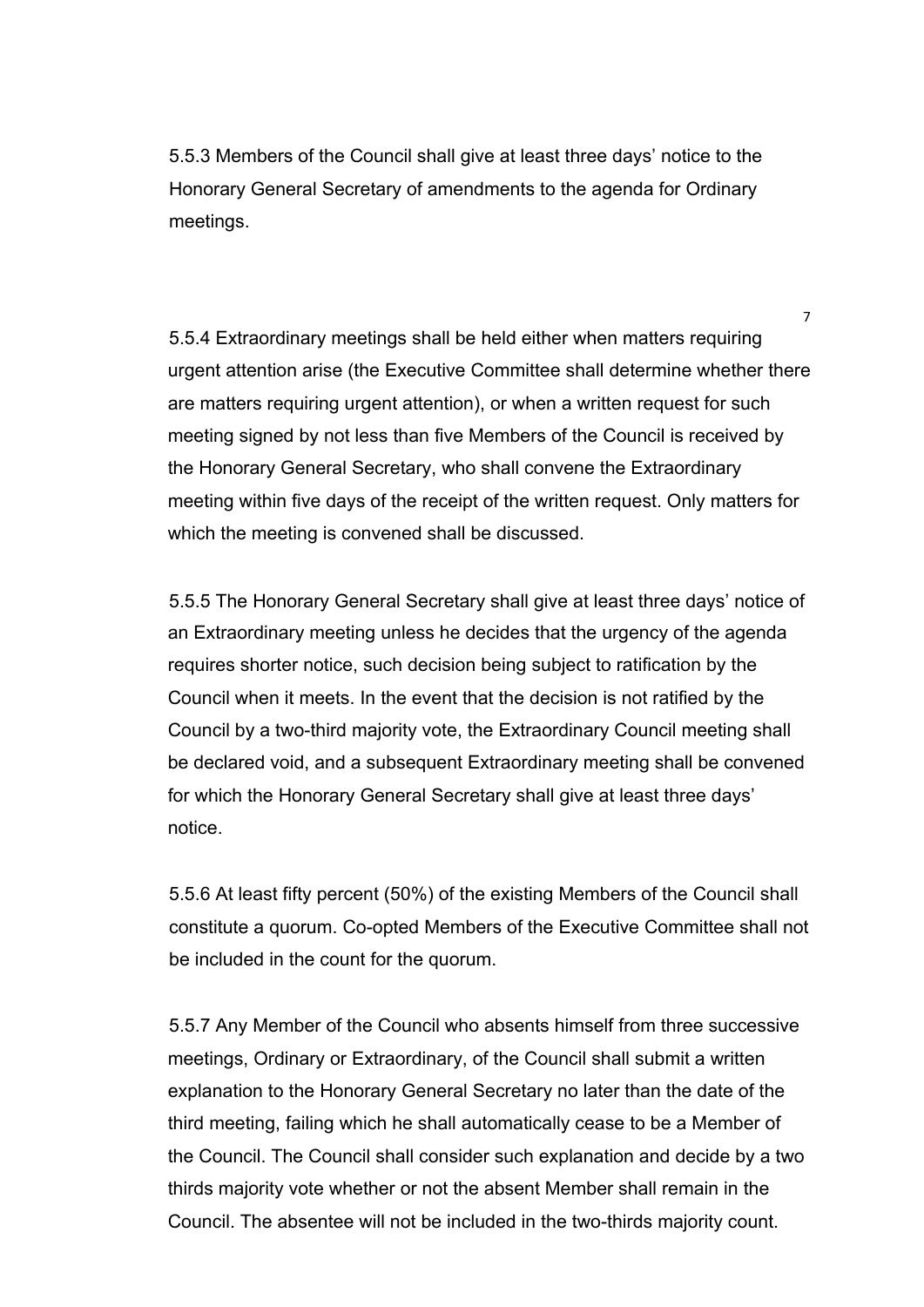5.5.3 Members of the Council shall give at least three days' notice to the Honorary General Secretary of amendments to the agenda for Ordinary meetings.

5.5.4 Extraordinary meetings shall be held either when matters requiring urgent attention arise (the Executive Committee shall determine whether there are matters requiring urgent attention), or when a written request for such meeting signed by not less than five Members of the Council is received by the Honorary General Secretary, who shall convene the Extraordinary meeting within five days of the receipt of the written request. Only matters for which the meeting is convened shall be discussed.

5.5.5 The Honorary General Secretary shall give at least three days' notice of an Extraordinary meeting unless he decides that the urgency of the agenda requires shorter notice, such decision being subject to ratification by the Council when it meets. In the event that the decision is not ratified by the Council by a two-third majority vote, the Extraordinary Council meeting shall be declared void, and a subsequent Extraordinary meeting shall be convened for which the Honorary General Secretary shall give at least three days' notice.

5.5.6 At least fifty percent (50%) of the existing Members of the Council shall constitute a quorum. Co-opted Members of the Executive Committee shall not be included in the count for the quorum.

5.5.7 Any Member of the Council who absents himself from three successive meetings, Ordinary or Extraordinary, of the Council shall submit a written explanation to the Honorary General Secretary no later than the date of the third meeting, failing which he shall automatically cease to be a Member of the Council. The Council shall consider such explanation and decide by a two thirds majority vote whether or not the absent Member shall remain in the Council. The absentee will not be included in the two-thirds majority count.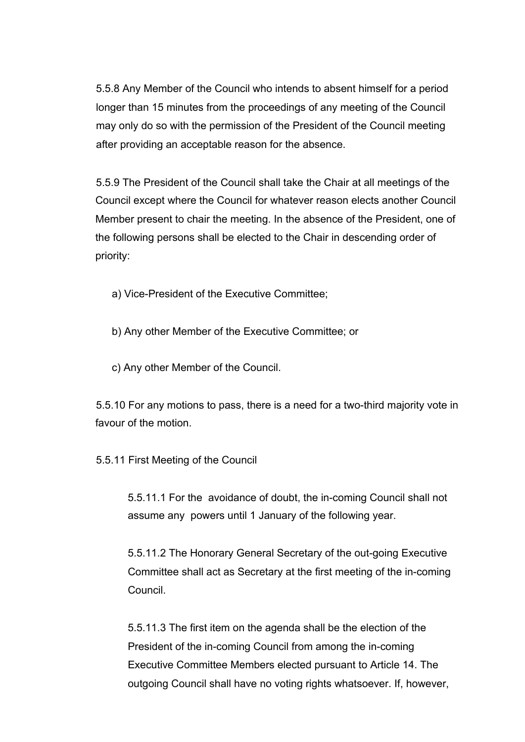5.5.8 Any Member of the Council who intends to absent himself for a period longer than 15 minutes from the proceedings of any meeting of the Council may only do so with the permission of the President of the Council meeting after providing an acceptable reason for the absence.

5.5.9 The President of the Council shall take the Chair at all meetings of the Council except where the Council for whatever reason elects another Council Member present to chair the meeting. In the absence of the President, one of the following persons shall be elected to the Chair in descending order of priority:

a) Vice-President of the Executive Committee;

b) Any other Member of the Executive Committee; or

c) Any other Member of the Council.

5.5.10 For any motions to pass, there is a need for a two-third majority vote in favour of the motion.

5.5.11 First Meeting of the Council

5.5.11.1 For the avoidance of doubt, the in-coming Council shall not assume any powers until 1 January of the following year.

5.5.11.2 The Honorary General Secretary of the out-going Executive Committee shall act as Secretary at the first meeting of the in-coming Council.

5.5.11.3 The first item on the agenda shall be the election of the President of the in-coming Council from among the in-coming Executive Committee Members elected pursuant to Article 14. The outgoing Council shall have no voting rights whatsoever. If, however,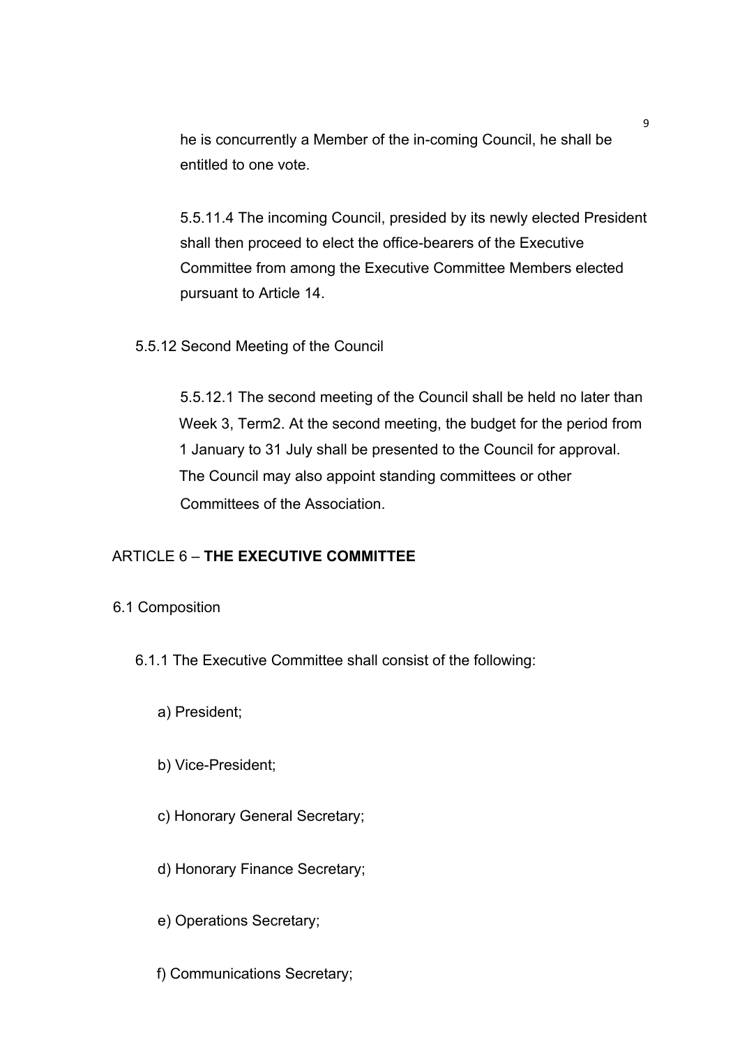he is concurrently a Member of the in-coming Council, he shall be entitled to one vote.

5.5.11.4 The incoming Council, presided by its newly elected President shall then proceed to elect the office-bearers of the Executive Committee from among the Executive Committee Members elected pursuant to Article 14.

5.5.12 Second Meeting of the Council

5.5.12.1 The second meeting of the Council shall be held no later than Week 3, Term2. At the second meeting, the budget for the period from 1 January to 31 July shall be presented to the Council for approval. The Council may also appoint standing committees or other Committees of the Association.

## ARTICLE 6 – **THE EXECUTIVE COMMITTEE**

6.1 Composition

6.1.1 The Executive Committee shall consist of the following:

a) President;

b) Vice-President;

c) Honorary General Secretary;

d) Honorary Finance Secretary;

e) Operations Secretary;

f) Communications Secretary;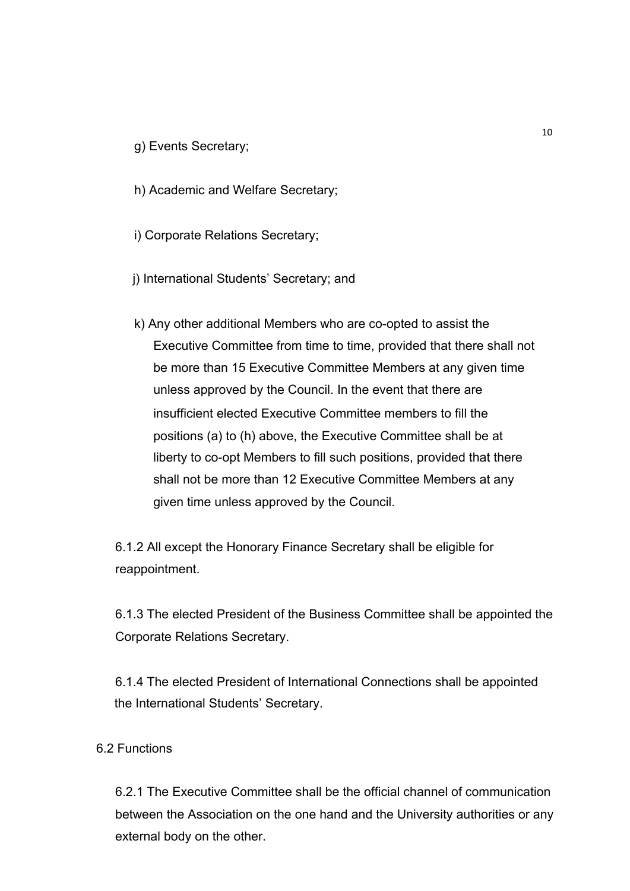g) Events Secretary;

h) Academic and Welfare Secretary;

i) Corporate Relations Secretary;

j) International Students' Secretary; and

k) Any other additional Members who are co-opted to assist the Executive Committee from time to time, provided that there shall not be more than 15 Executive Committee Members at any given time unless approved by the Council. In the event that there are insufficient elected Executive Committee members to fill the positions (a) to (h) above, the Executive Committee shall be at liberty to co-opt Members to fill such positions, provided that there shall not be more than 12 Executive Committee Members at any given time unless approved by the Council.

6.1.2 All except the Honorary Finance Secretary shall be eligible for reappointment.

6.1.3 The elected President of the Business Committee shall be appointed the Corporate Relations Secretary.

6.1.4 The elected President of International Connections shall be appointed the International Students' Secretary.

6.2 Functions

6.2.1 The Executive Committee shall be the official channel of communication between the Association on the one hand and the University authorities or any external body on the other.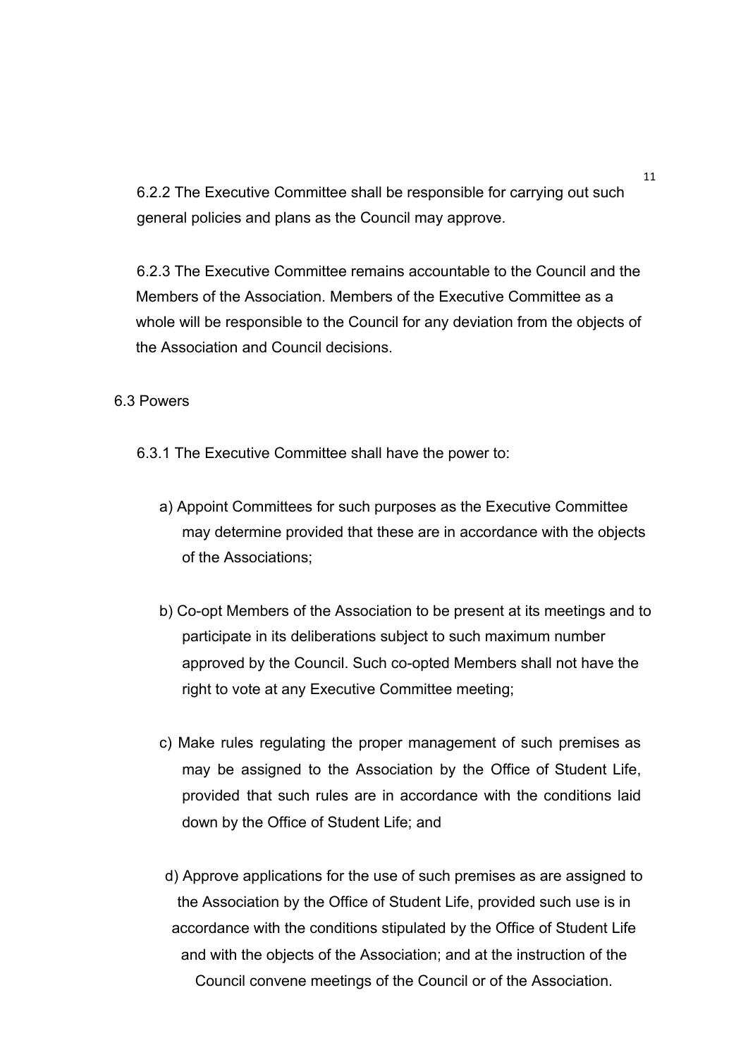6.2.2 The Executive Committee shall be responsible for carrying out such general policies and plans as the Council may approve.

6.2.3 The Executive Committee remains accountable to the Council and the Members of the Association. Members of the Executive Committee as a whole will be responsible to the Council for any deviation from the objects of the Association and Council decisions.

6.3 Powers

6.3.1 The Executive Committee shall have the power to:

a) Appoint Committees for such purposes as the Executive Committee may determine provided that these are in accordance with the objects of the Associations;

b) Co-opt Members of the Association to be present at its meetings and to participate in its deliberations subject to such maximum number approved by the Council. Such co-opted Members shall not have the right to vote at any Executive Committee meeting;

c) Make rules regulating the proper management of such premises as may be assigned to the Association by the Office of Student Life, provided that such rules are in accordance with the conditions laid down by the Office of Student Life; and

d) Approve applications for the use of such premises as are assigned to the Association by the Office of Student Life, provided such use is in accordance with the conditions stipulated by the Office of Student Life and with the objects of the Association; and at the instruction of the Council convene meetings of the Council or of the Association.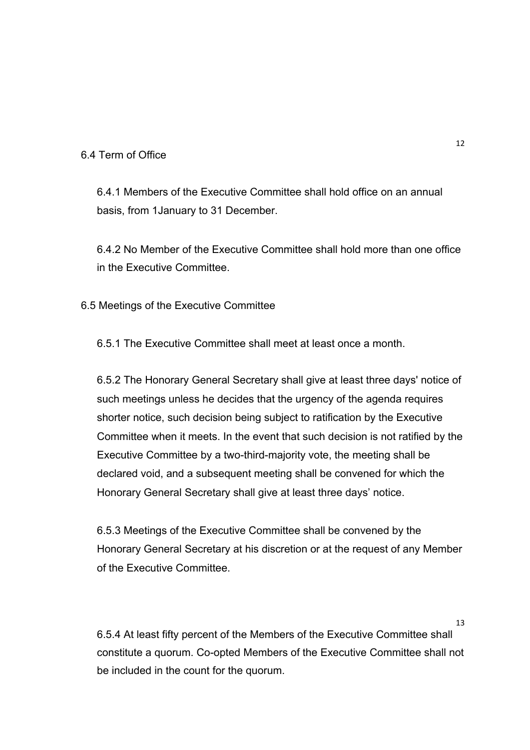### 6.4 Term of Office

6.4.1 Members of the Executive Committee shall hold office on an annual basis, from 1January to 31 December.

6.4.2 No Member of the Executive Committee shall hold more than one office in the Executive Committee.

### 6.5 Meetings of the Executive Committee

6.5.1 The Executive Committee shall meet at least once a month.

6.5.2 The Honorary General Secretary shall give at least three days' notice of such meetings unless he decides that the urgency of the agenda requires shorter notice, such decision being subject to ratification by the Executive Committee when it meets. In the event that such decision is not ratified by the Executive Committee by a two-third-majority vote, the meeting shall be declared void, and a subsequent meeting shall be convened for which the Honorary General Secretary shall give at least three days' notice.

6.5.3 Meetings of the Executive Committee shall be convened by the Honorary General Secretary at his discretion or at the request of any Member of the Executive Committee.

6.5.4 At least fifty percent of the Members of the Executive Committee shall constitute a quorum. Co-opted Members of the Executive Committee shall not be included in the count for the quorum.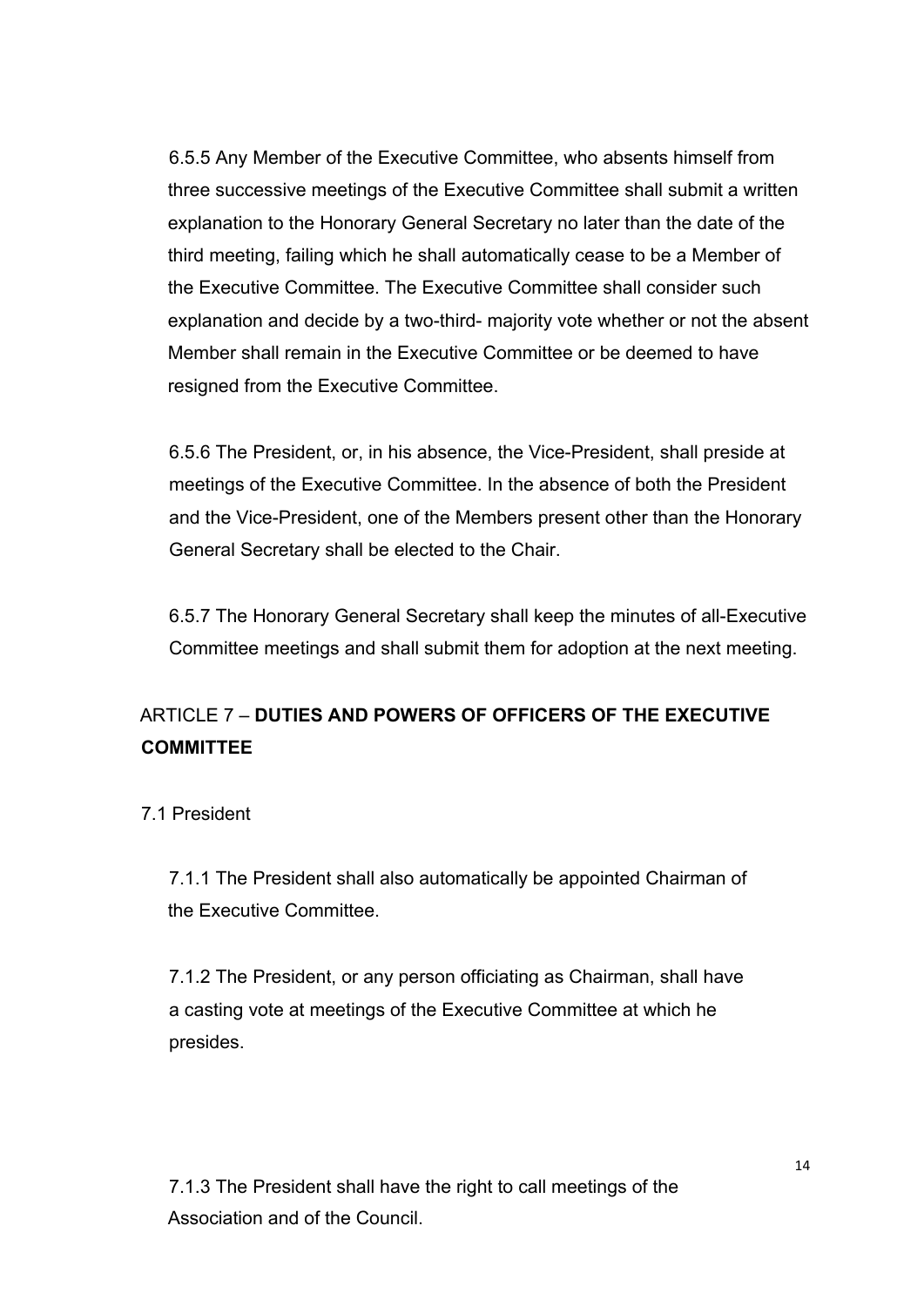6.5.5 Any Member of the Executive Committee, who absents himself from three successive meetings of the Executive Committee shall submit a written explanation to the Honorary General Secretary no later than the date of the third meeting, failing which he shall automatically cease to be a Member of the Executive Committee. The Executive Committee shall consider such explanation and decide by a two-third- majority vote whether or not the absent Member shall remain in the Executive Committee or be deemed to have resigned from the Executive Committee.

6.5.6 The President, or, in his absence, the Vice-President, shall preside at meetings of the Executive Committee. In the absence of both the President and the Vice-President, one of the Members present other than the Honorary General Secretary shall be elected to the Chair.

6.5.7 The Honorary General Secretary shall keep the minutes of all-Executive Committee meetings and shall submit them for adoption at the next meeting.

## ARTICLE 7 – **DUTIES AND POWERS OF OFFICERS OF THE EXECUTIVE COMMITTEE**

7.1 President

7.1.1 The President shall also automatically be appointed Chairman of the Executive Committee.

7.1.2 The President, or any person officiating as Chairman, shall have a casting vote at meetings of the Executive Committee at which he presides.

7.1.3 The President shall have the right to call meetings of the Association and of the Council.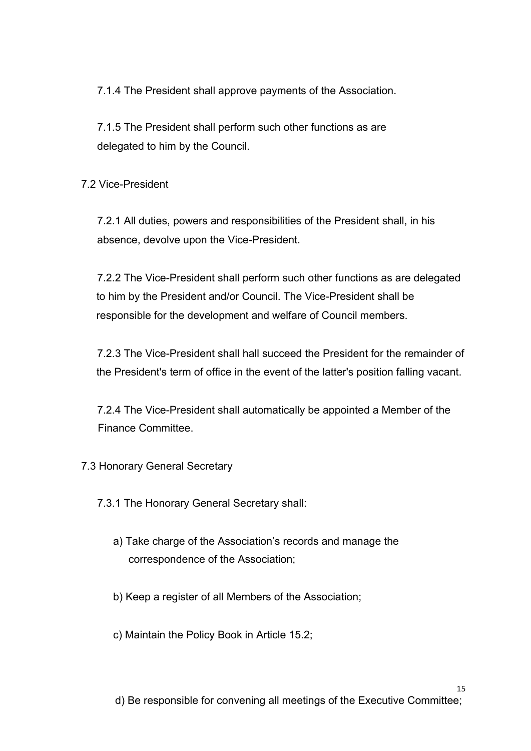7.1.4 The President shall approve payments of the Association.

7.1.5 The President shall perform such other functions as are delegated to him by the Council.

7.2 Vice-President

7.2.1 All duties, powers and responsibilities of the President shall, in his absence, devolve upon the Vice-President.

7.2.2 The Vice-President shall perform such other functions as are delegated to him by the President and/or Council. The Vice-President shall be responsible for the development and welfare of Council members.

7.2.3 The Vice-President shall hall succeed the President for the remainder of the President's term of office in the event of the latter's position falling vacant.

7.2.4 The Vice-President shall automatically be appointed a Member of the Finance Committee.

7.3 Honorary General Secretary

7.3.1 The Honorary General Secretary shall:

a) Take charge of the Association's records and manage the correspondence of the Association;

b) Keep a register of all Members of the Association;

c) Maintain the Policy Book in Article 15.2;

d) Be responsible for convening all meetings of the Executive Committee;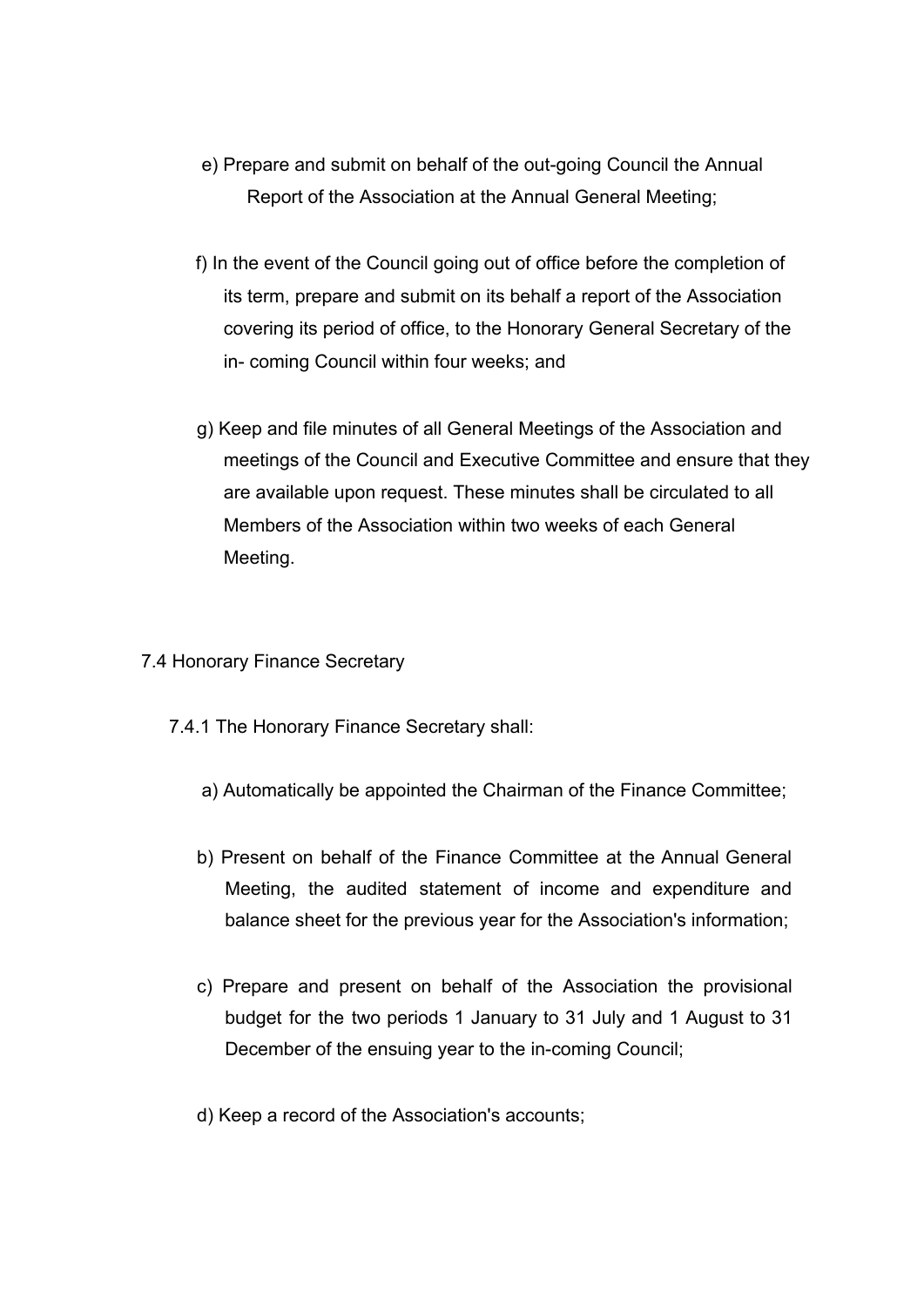e) Prepare and submit on behalf of the out-going Council the Annual Report of the Association at the Annual General Meeting;

f) In the event of the Council going out of office before the completion of its term, prepare and submit on its behalf a report of the Association covering its period of office, to the Honorary General Secretary of the in- coming Council within four weeks; and

g) Keep and file minutes of all General Meetings of the Association and meetings of the Council and Executive Committee and ensure that they are available upon request. These minutes shall be circulated to all Members of the Association within two weeks of each General Meeting.

7.4 Honorary Finance Secretary

7.4.1 The Honorary Finance Secretary shall:

a) Automatically be appointed the Chairman of the Finance Committee;

b) Present on behalf of the Finance Committee at the Annual General Meeting, the audited statement of income and expenditure and balance sheet for the previous year for the Association's information;

c) Prepare and present on behalf of the Association the provisional budget for the two periods 1 January to 31 July and 1 August to 31 December of the ensuing year to the in-coming Council;

d) Keep a record of the Association's accounts;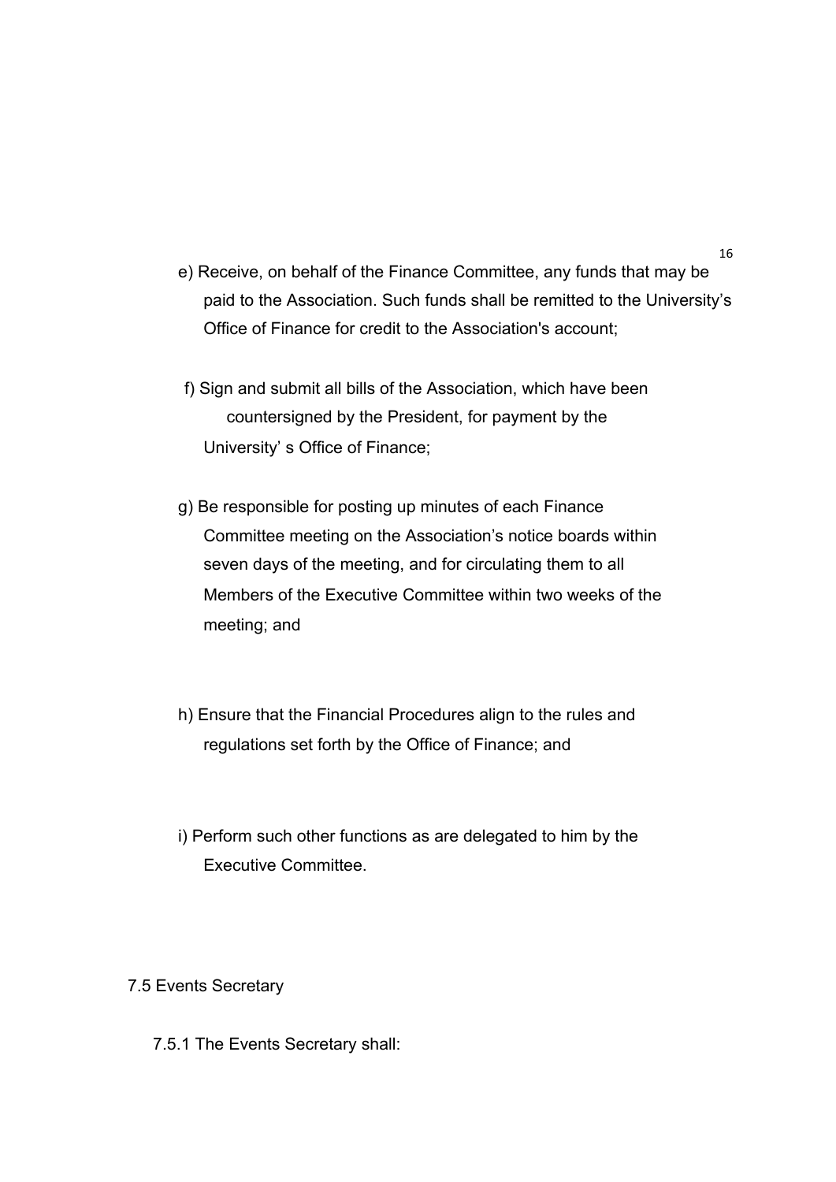e) Receive, on behalf of the Finance Committee, any funds that may be paid to the Association. Such funds shall be remitted to the University's Office of Finance for credit to the Association's account;

f) Sign and submit all bills of the Association, which have been countersigned by the President, for payment by the University' s Office of Finance;

g) Be responsible for posting up minutes of each Finance Committee meeting on the Association's notice boards within seven days of the meeting, and for circulating them to all Members of the Executive Committee within two weeks of the meeting; and

h) Ensure that the Financial Procedures align to the rules and regulations set forth by the Office of Finance; and

i) Perform such other functions as are delegated to him by the Executive Committee.

7.5 Events Secretary

7.5.1 The Events Secretary shall: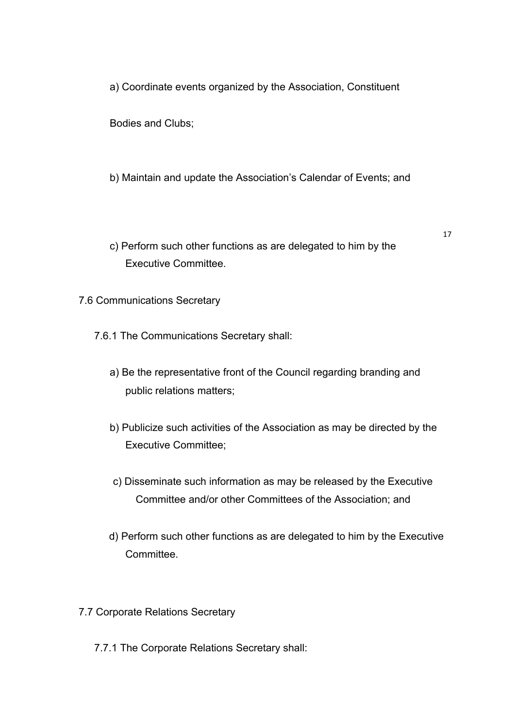a) Coordinate events organized by the Association, Constituent Bodies and Clubs;

b) Maintain and update the Association's Calendar of Events; and

c) Perform such other functions as are delegated to him by the Executive Committee.

7.6 Communications Secretary

7.6.1 The Communications Secretary shall:

a) Be the representative front of the Council regarding branding and public relations matters;

b) Publicize such activities of the Association as may be directed by the Executive Committee;

c) Disseminate such information as may be released by the Executive Committee and/or other Committees of the Association; and

d) Perform such other functions as are delegated to him by the Executive Committee.

7.7 Corporate Relations Secretary

7.7.1 The Corporate Relations Secretary shall: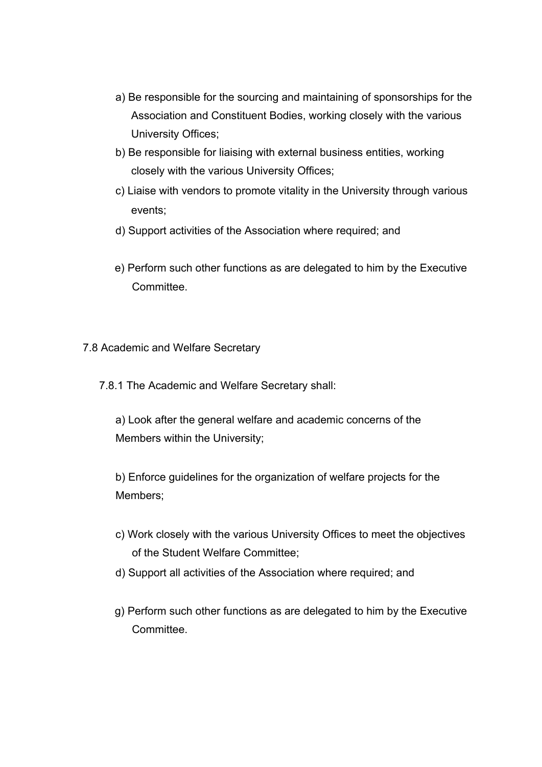a) Be responsible for the sourcing and maintaining of sponsorships for the Association and Constituent Bodies, working closely with the various University Offices;

b) Be responsible for liaising with external business entities, working closely with the various University Offices;

c) Liaise with vendors to promote vitality in the University through various events;

d) Support activities of the Association where required; and

e) Perform such other functions as are delegated to him by the Executive Committee.

7.8 Academic and Welfare Secretary

7.8.1 The Academic and Welfare Secretary shall:

a) Look after the general welfare and academic concerns of the Members within the University;

b) Enforce guidelines for the organization of welfare projects for the Members;

c) Work closely with the various University Offices to meet the objectives of the Student Welfare Committee;

d) Support all activities of the Association where required; and

g) Perform such other functions as are delegated to him by the Executive Committee.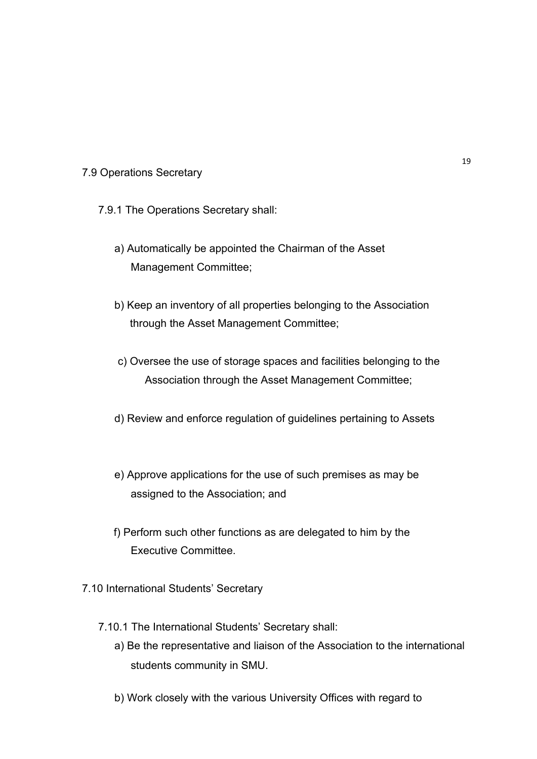7.9 Operations Secretary

7.9.1 The Operations Secretary shall:

a) Automatically be appointed the Chairman of the Asset Management Committee;

b) Keep an inventory of all properties belonging to the Association through the Asset Management Committee;

c) Oversee the use of storage spaces and facilities belonging to the Association through the Asset Management Committee;

d) Review and enforce regulation of guidelines pertaining to Assets

e) Approve applications for the use of such premises as may be assigned to the Association; and

f) Perform such other functions as are delegated to him by the Executive Committee.

7.10 International Students' Secretary

7.10.1 The International Students' Secretary shall:

a) Be the representative and liaison of the Association to the international students community in SMU.

b) Work closely with the various University Offices with regard to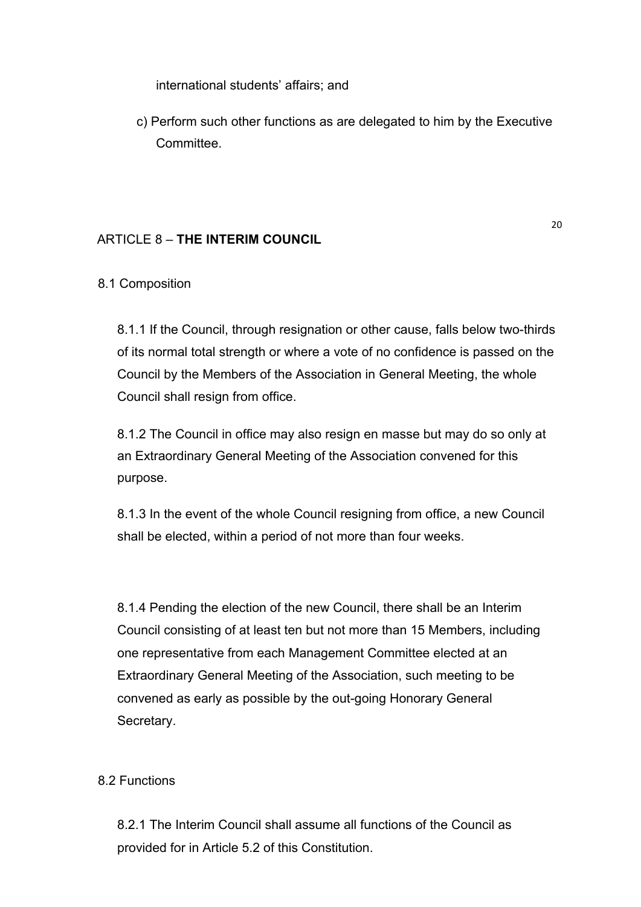international students' affairs; and

c) Perform such other functions as are delegated to him by the Executive Committee.

## ARTICLE 8 – **THE INTERIM COUNCIL**

8.1 Composition

8.1.1 If the Council, through resignation or other cause, falls below two-thirds of its normal total strength or where a vote of no confidence is passed on the Council by the Members of the Association in General Meeting, the whole Council shall resign from office.

8.1.2 The Council in office may also resign en masse but may do so only at an Extraordinary General Meeting of the Association convened for this purpose.

8.1.3 In the event of the whole Council resigning from office, a new Council shall be elected, within a period of not more than four weeks.

8.1.4 Pending the election of the new Council, there shall be an Interim Council consisting of at least ten but not more than 15 Members, including one representative from each Management Committee elected at an Extraordinary General Meeting of the Association, such meeting to be convened as early as possible by the out-going Honorary General Secretary.

8.2 Functions

8.2.1 The Interim Council shall assume all functions of the Council as provided for in Article 5.2 of this Constitution.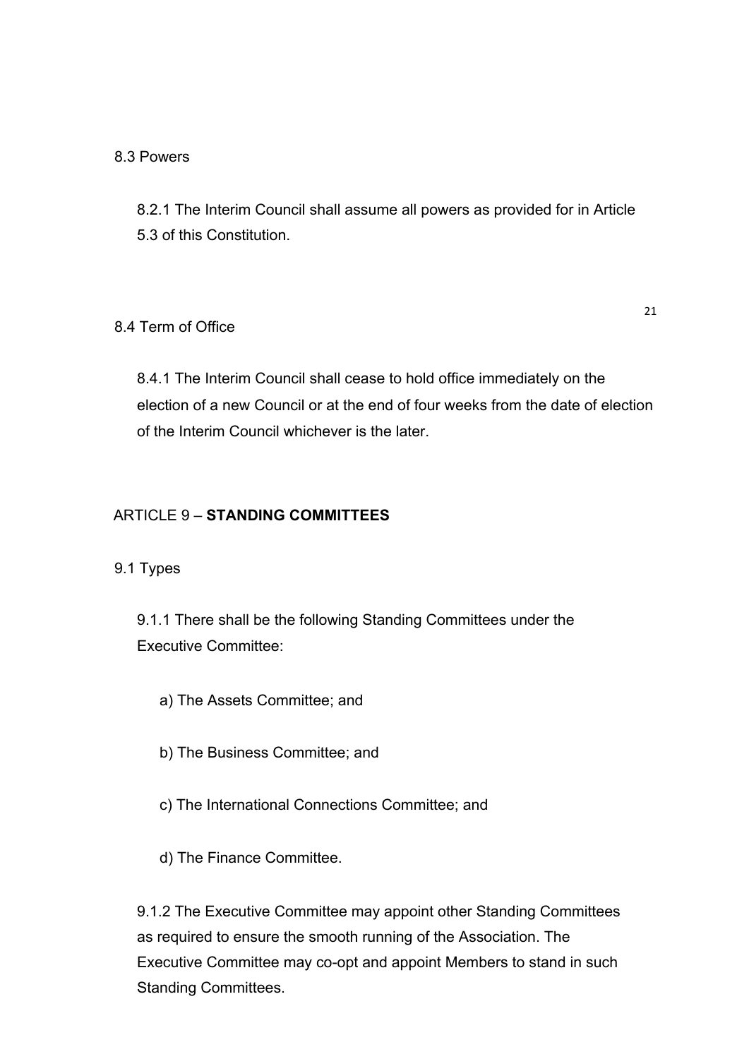8.3 Powers

8.2.1 The Interim Council shall assume all powers as provided for in Article 5.3 of this Constitution.

8.4 Term of Office

8.4.1 The Interim Council shall cease to hold office immediately on the election of a new Council or at the end of four weeks from the date of election of the Interim Council whichever is the later.

ARTICLE 9 – **STANDING COMMITTEES**

9.1 Types

9.1.1 There shall be the following Standing Committees under the Executive Committee:

a) The Assets Committee; and

b) The Business Committee; and

c) The International Connections Committee; and

d) The Finance Committee.

9.1.2 The Executive Committee may appoint other Standing Committees as required to ensure the smooth running of the Association. The Executive Committee may co-opt and appoint Members to stand in such Standing Committees.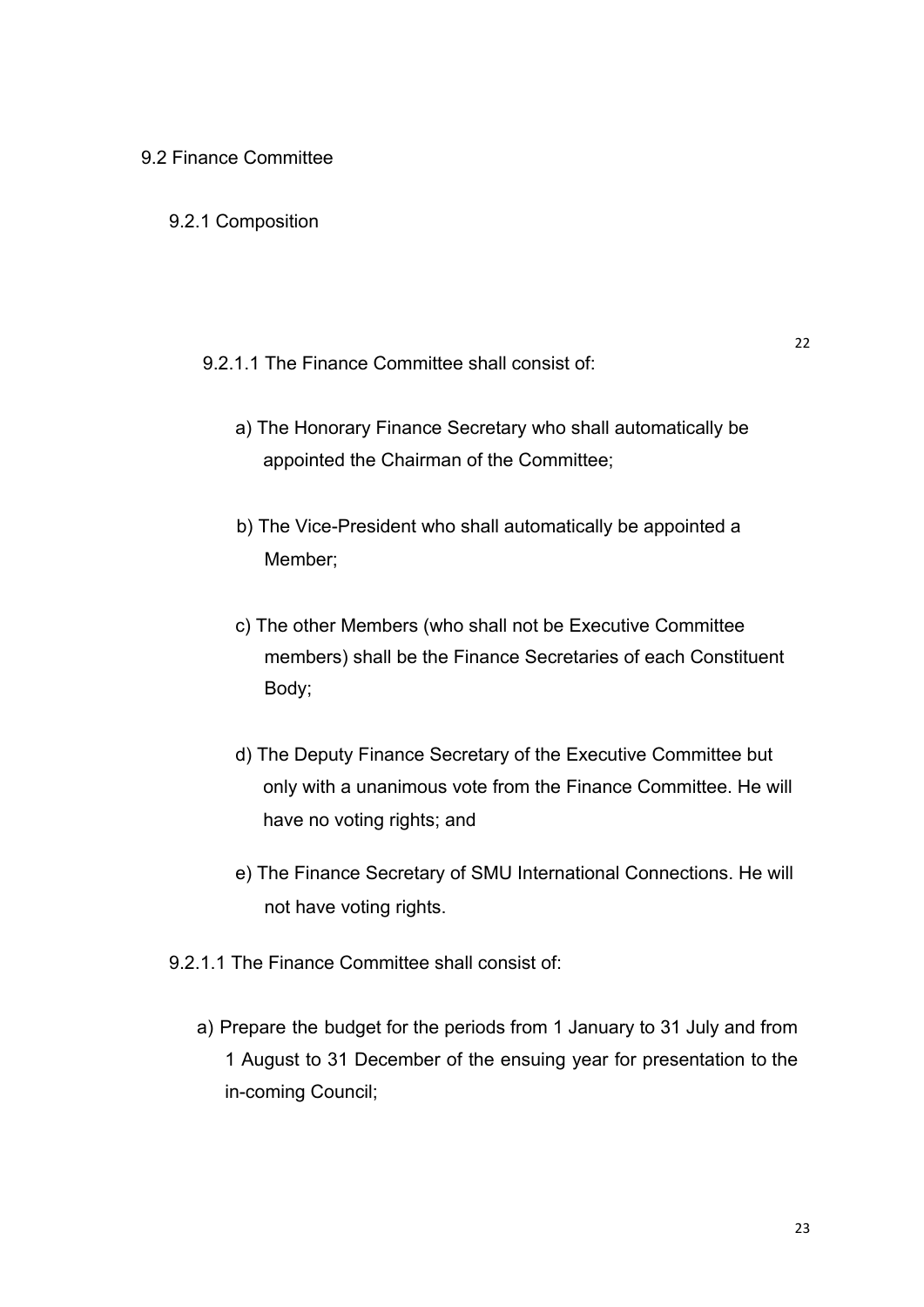9.2 Finance Committee

9.2.1 Composition

9.2.1.1 The Finance Committee shall consist of:

a) The Honorary Finance Secretary who shall automatically be appointed the Chairman of the Committee;

b) The Vice-President who shall automatically be appointed a Member;

c) The other Members (who shall not be Executive Committee members) shall be the Finance Secretaries of each Constituent Body;

d) The Deputy Finance Secretary of the Executive Committee but only with a unanimous vote from the Finance Committee. He will have no voting rights; and

e) The Finance Secretary of SMU International Connections. He will not have voting rights.

9.2.1.1 The Finance Committee shall consist of:

a) Prepare the budget for the periods from 1 January to 31 July and from 1 August to 31 December of the ensuing year for presentation to the in-coming Council;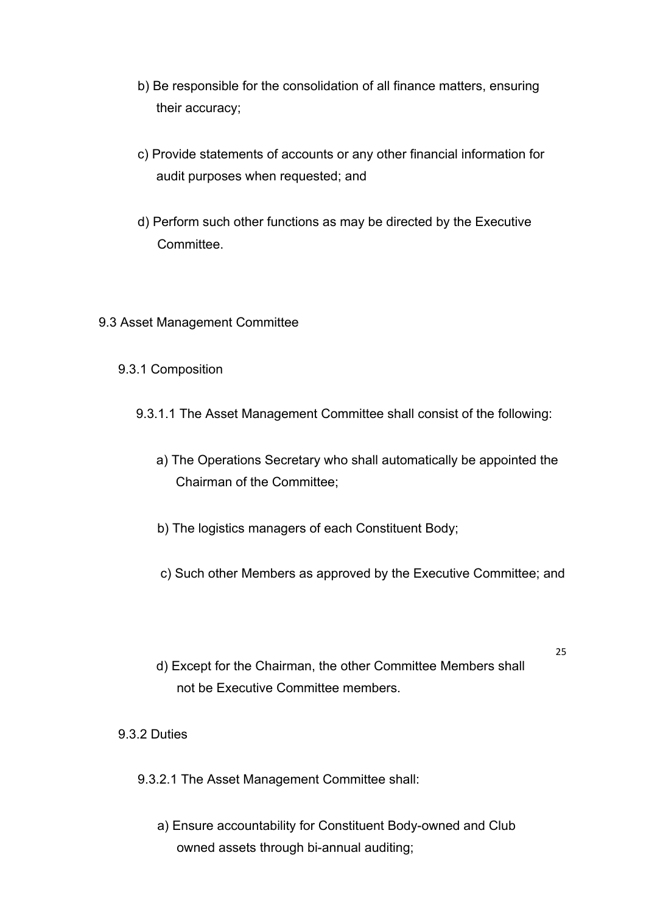b) Be responsible for the consolidation of all finance matters, ensuring their accuracy;

c) Provide statements of accounts or any other financial information for audit purposes when requested; and

d) Perform such other functions as may be directed by the Executive Committee.

9.3 Asset Management Committee

9.3.1 Composition

9.3.1.1 The Asset Management Committee shall consist of the following:

a) The Operations Secretary who shall automatically be appointed the Chairman of the Committee;

b) The logistics managers of each Constituent Body;

c) Such other Members as approved by the Executive Committee; and

d) Except for the Chairman, the other Committee Members shall not be Executive Committee members.

9.3.2 Duties

9.3.2.1 The Asset Management Committee shall:

a) Ensure accountability for Constituent Body-owned and Club owned assets through bi-annual auditing;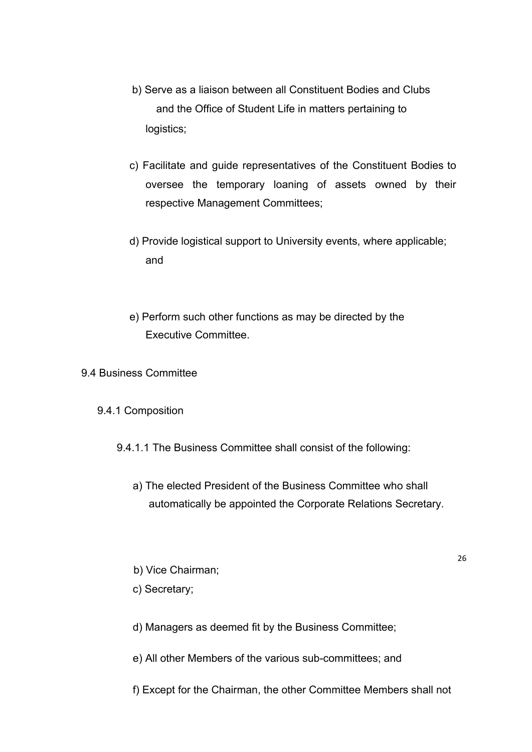b) Serve as a liaison between all Constituent Bodies and Clubs and the Office of Student Life in matters pertaining to logistics;

c) Facilitate and guide representatives of the Constituent Bodies to oversee the temporary loaning of assets owned by their respective Management Committees;

d) Provide logistical support to University events, where applicable; and

e) Perform such other functions as may be directed by the Executive Committee.

9.4 Business Committee

9.4.1 Composition

9.4.1.1 The Business Committee shall consist of the following:

a) The elected President of the Business Committee who shall automatically be appointed the Corporate Relations Secretary.

b) Vice Chairman;

c) Secretary;

d) Managers as deemed fit by the Business Committee;

e) All other Members of the various sub-committees; and

f) Except for the Chairman, the other Committee Members shall not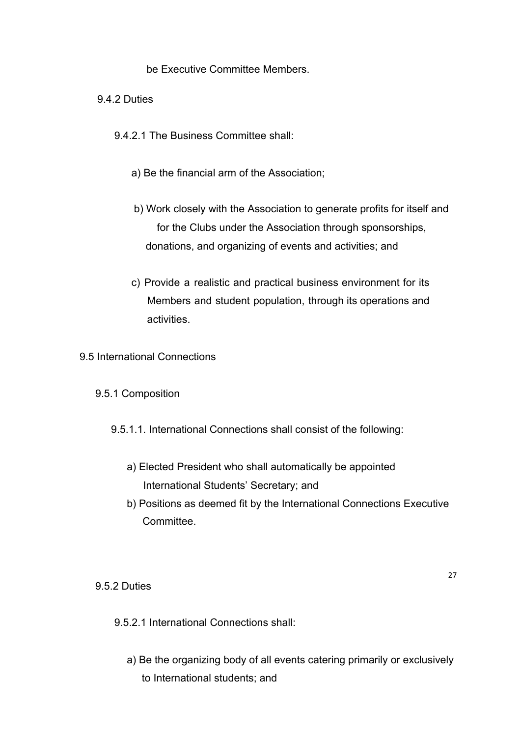be Executive Committee Members.

9.4.2 Duties

9.4.2.1 The Business Committee shall:

a) Be the financial arm of the Association;

b) Work closely with the Association to generate profits for itself and for the Clubs under the Association through sponsorships, donations, and organizing of events and activities; and

c) Provide a realistic and practical business environment for its Members and student population, through its operations and activities.

9.5 International Connections

9.5.1 Composition

9.5.1.1. International Connections shall consist of the following:

a) Elected President who shall automatically be appointed International Students' Secretary; and

b) Positions as deemed fit by the International Connections Executive Committee.

9.5.2 Duties

9.5.2.1 International Connections shall:

a) Be the organizing body of all events catering primarily or exclusively to International students; and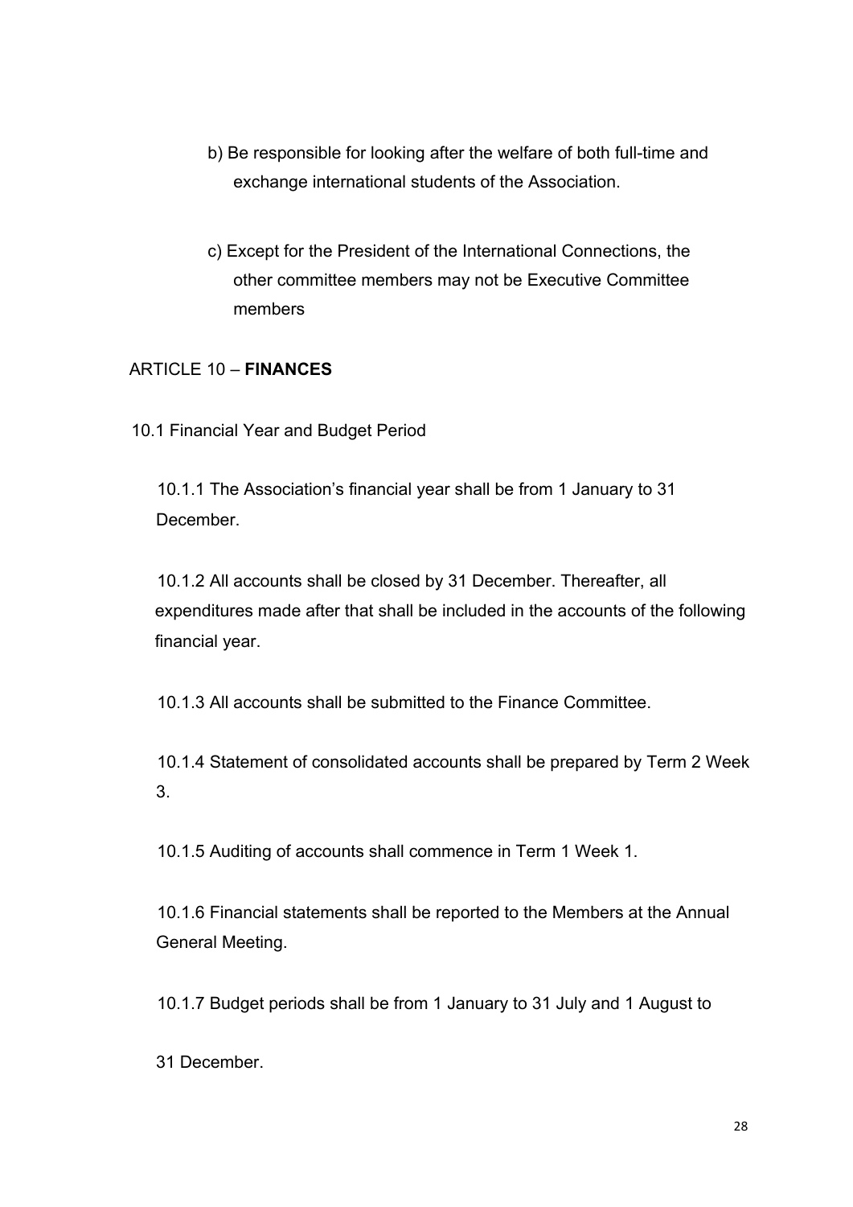b) Be responsible for looking after the welfare of both full-time and exchange international students of the Association.

c) Except for the President of the International Connections, the other committee members may not be Executive Committee members

## ARTICLE 10 – **FINANCES**

### 10.1 Financial Year and Budget Period

10.1.1 The Association's financial year shall be from 1 January to 31 December.

10.1.2 All accounts shall be closed by 31 December. Thereafter, all expenditures made after that shall be included in the accounts of the following financial year.

10.1.3 All accounts shall be submitted to the Finance Committee.

10.1.4 Statement of consolidated accounts shall be prepared by Term 2 Week 3.

10.1.5 Auditing of accounts shall commence in Term 1 Week 1.

10.1.6 Financial statements shall be reported to the Members at the Annual General Meeting.

10.1.7 Budget periods shall be from 1 January to 31 July and 1 August to 31 December.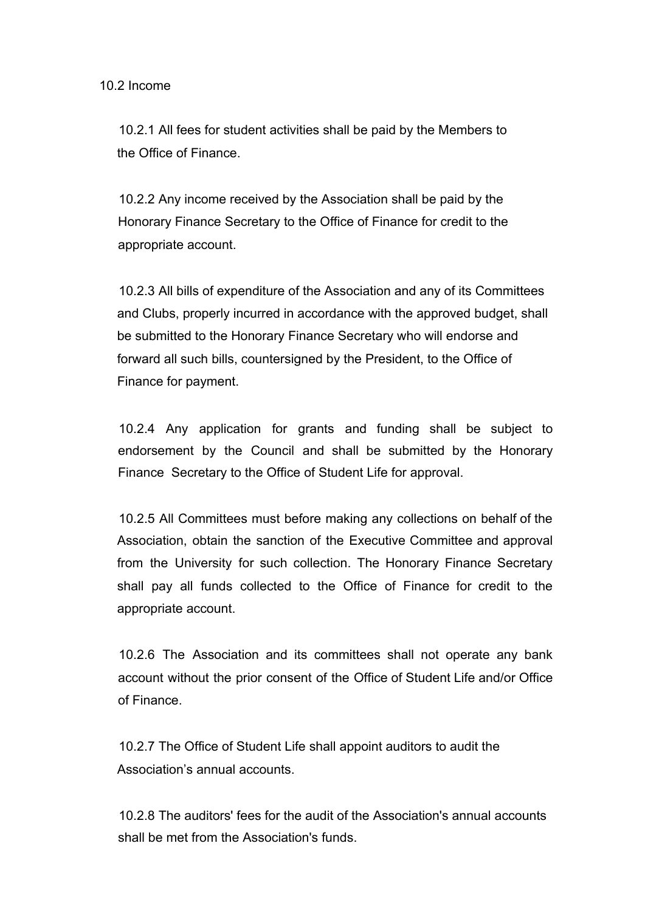10.2 Income

10.2.1 All fees for student activities shall be paid by the Members to the Office of Finance.

10.2.2 Any income received by the Association shall be paid by the Honorary Finance Secretary to the Office of Finance for credit to the appropriate account.

10.2.3 All bills of expenditure of the Association and any of its Committees and Clubs, properly incurred in accordance with the approved budget, shall be submitted to the Honorary Finance Secretary who will endorse and forward all such bills, countersigned by the President, to the Office of Finance for payment.

10.2.4 Any application for grants and funding shall be subject to endorsement by the Council and shall be submitted by the Honorary Finance Secretary to the Office of Student Life for approval.

10.2.5 All Committees must before making any collections on behalf of the Association, obtain the sanction of the Executive Committee and approval from the University for such collection. The Honorary Finance Secretary shall pay all funds collected to the Office of Finance for credit to the appropriate account.

10.2.6 The Association and its committees shall not operate any bank account without the prior consent of the Office of Student Life and/or Office of Finance.

10.2.7 The Office of Student Life shall appoint auditors to audit the Association's annual accounts.

10.2.8 The auditors' fees for the audit of the Association's annual accounts shall be met from the Association's funds.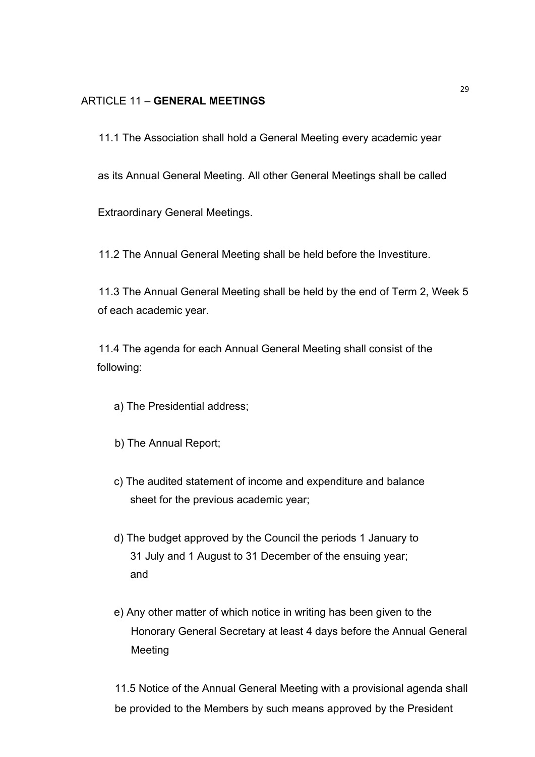## ARTICLE 11 – **GENERAL MEETINGS**

11.1 The Association shall hold a General Meeting every academic year as its Annual General Meeting. All other General Meetings shall be called Extraordinary General Meetings.

11.2 The Annual General Meeting shall be held before the Investiture.

11.3 The Annual General Meeting shall be held by the end of Term 2, Week 5 of each academic year.

11.4 The agenda for each Annual General Meeting shall consist of the following:

a) The Presidential address;

b) The Annual Report;

c) The audited statement of income and expenditure and balance sheet for the previous academic year;

d) The budget approved by the Council the periods 1 January to 31 July and 1 August to 31 December of the ensuing year; and

e) Any other matter of which notice in writing has been given to the Honorary General Secretary at least 4 days before the Annual General Meeting

11.5 Notice of the Annual General Meeting with a provisional agenda shall be provided to the Members by such means approved by the President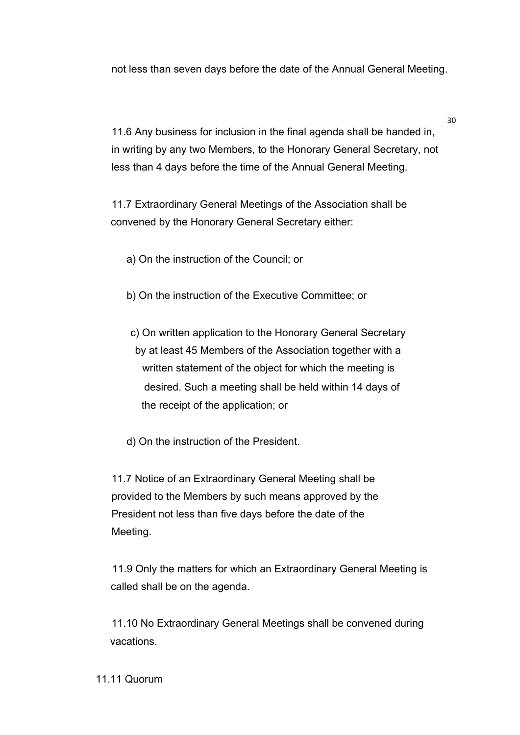not less than seven days before the date of the Annual General Meeting.

11.6 Any business for inclusion in the final agenda shall be handed in, in writing by any two Members, to the Honorary General Secretary, not less than 4 days before the time of the Annual General Meeting.

11.7 Extraordinary General Meetings of the Association shall be convened by the Honorary General Secretary either:

a) On the instruction of the Council; or

b) On the instruction of the Executive Committee; or

c) On written application to the Honorary General Secretary by at least 45 Members of the Association together with a written statement of the object for which the meeting is desired. Such a meeting shall be held within 14 days of the receipt of the application; or

d) On the instruction of the President.

11.7 Notice of an Extraordinary General Meeting shall be provided to the Members by such means approved by the President not less than five days before the date of the Meeting.

11.9 Only the matters for which an Extraordinary General Meeting is called shall be on the agenda.

11.10 No Extraordinary General Meetings shall be convened during vacations.

11.11 Quorum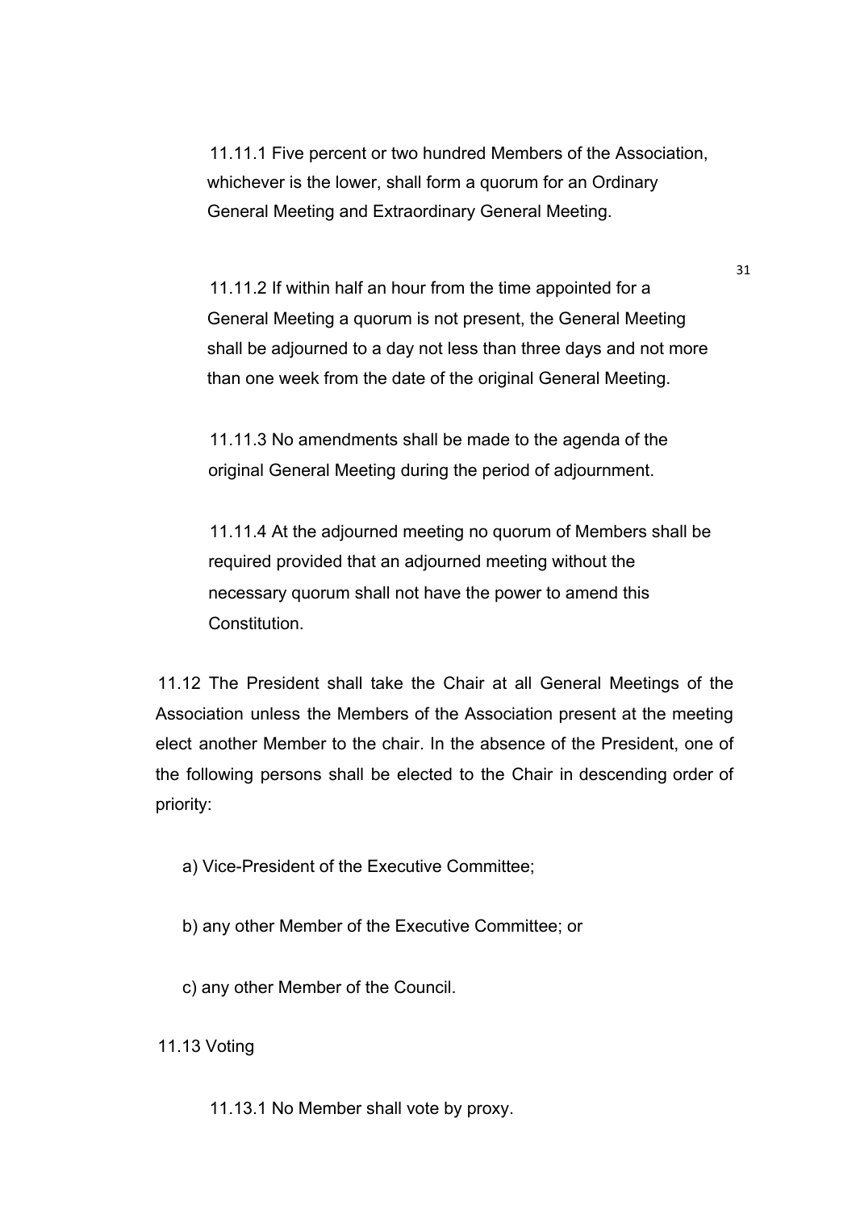11.11.1 Five percent or two hundred Members of the Association, whichever is the lower, shall form a quorum for an Ordinary General Meeting and Extraordinary General Meeting.

11.11.2 If within half an hour from the time appointed for a General Meeting a quorum is not present, the General Meeting shall be adjourned to a day not less than three days and not more than one week from the date of the original General Meeting.

11.11.3 No amendments shall be made to the agenda of the original General Meeting during the period of adjournment.

11.11.4 At the adjourned meeting no quorum of Members shall be required provided that an adjourned meeting without the necessary quorum shall not have the power to amend this Constitution.

11.12 The President shall take the Chair at all General Meetings of the Association unless the Members of the Association present at the meeting elect another Member to the chair. In the absence of the President, one of the following persons shall be elected to the Chair in descending order of priority:

a) Vice-President of the Executive Committee;

b) any other Member of the Executive Committee; or

c) any other Member of the Council.

11.13 Voting

11.13.1 No Member shall vote by proxy.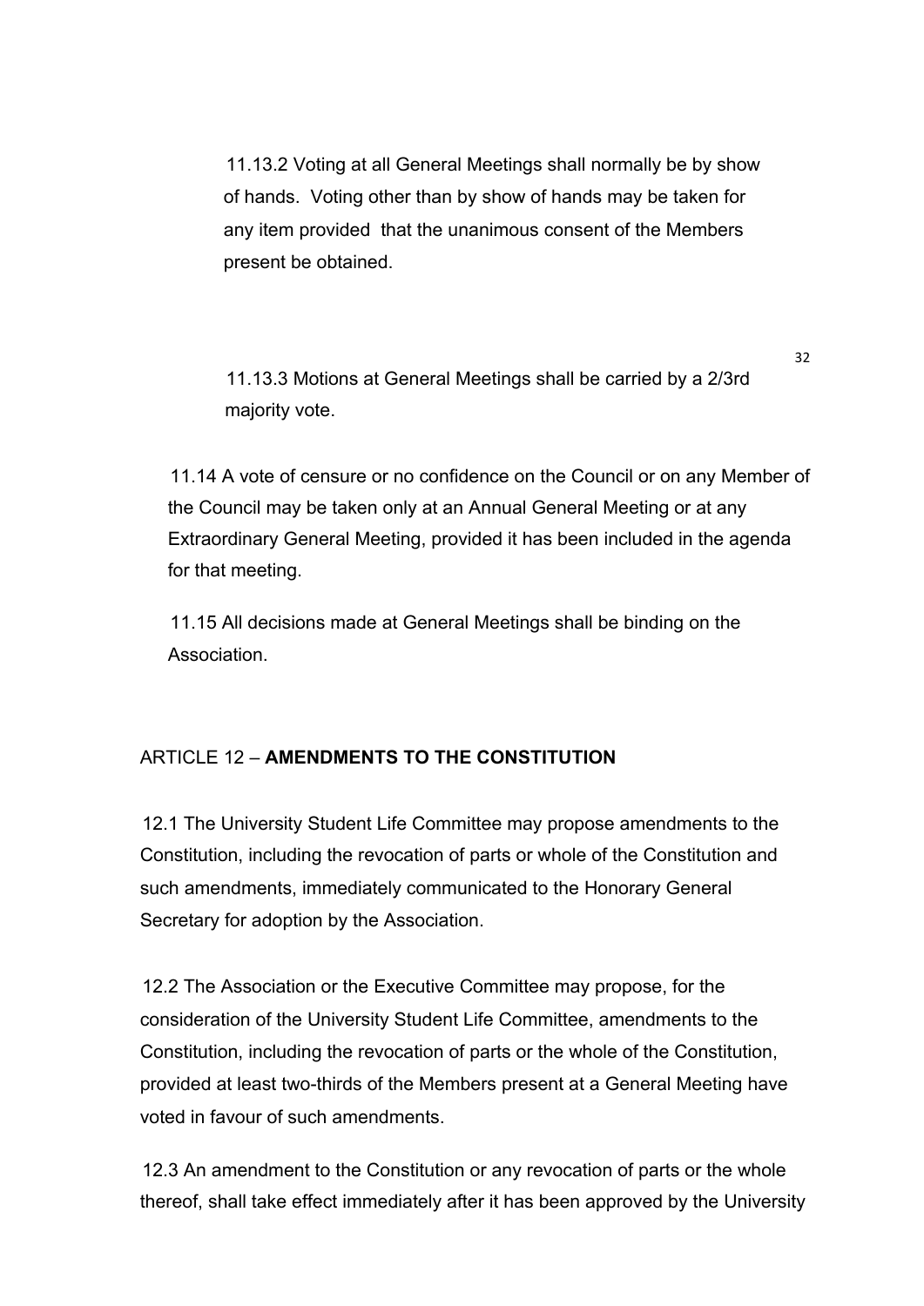11.13.2 Voting at all General Meetings shall normally be by show of hands. Voting other than by show of hands may be taken for any item provided that the unanimous consent of the Members present be obtained.

11.13.3 Motions at General Meetings shall be carried by a 2/3rd majority vote.

11.14 A vote of censure or no confidence on the Council or on any Member of the Council may be taken only at an Annual General Meeting or at any Extraordinary General Meeting, provided it has been included in the agenda for that meeting.

11.15 All decisions made at General Meetings shall be binding on the Association.

## ARTICLE 12 – **AMENDMENTS TO THE CONSTITUTION**

12.1 The University Student Life Committee may propose amendments to the Constitution, including the revocation of parts or whole of the Constitution and such amendments, immediately communicated to the Honorary General Secretary for adoption by the Association.

12.2 The Association or the Executive Committee may propose, for the consideration of the University Student Life Committee, amendments to the Constitution, including the revocation of parts or the whole of the Constitution, provided at least two-thirds of the Members present at a General Meeting have voted in favour of such amendments.

12.3 An amendment to the Constitution or any revocation of parts or the whole thereof, shall take effect immediately after it has been approved by the University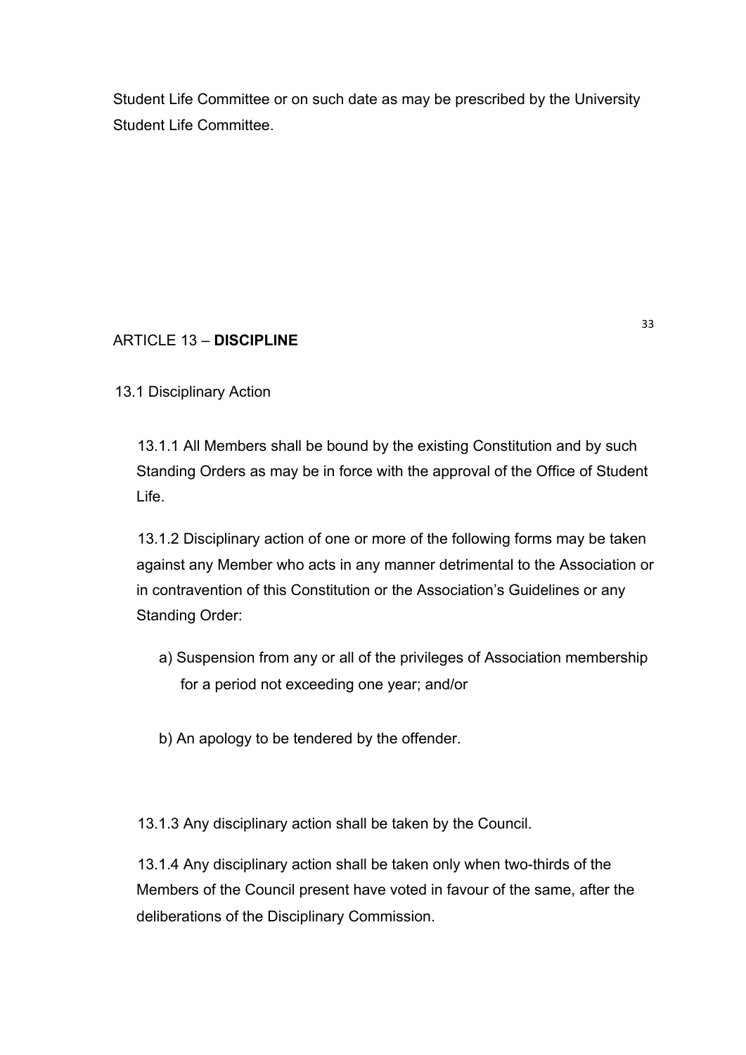Student Life Committee or on such date as may be prescribed by the University Student Life Committee.

## ARTICLE 13 – **DISCIPLINE**

### 13.1 Disciplinary Action

13.1.1 All Members shall be bound by the existing Constitution and by such Standing Orders as may be in force with the approval of the Office of Student Life.

13.1.2 Disciplinary action of one or more of the following forms may be taken against any Member who acts in any manner detrimental to the Association or in contravention of this Constitution or the Association's Guidelines or any Standing Order:

a) Suspension from any or all of the privileges of Association membership for a period not exceeding one year; and/or

b) An apology to be tendered by the offender.

13.1.3 Any disciplinary action shall be taken by the Council.

13.1.4 Any disciplinary action shall be taken only when two-thirds of the Members of the Council present have voted in favour of the same, after the deliberations of the Disciplinary Commission.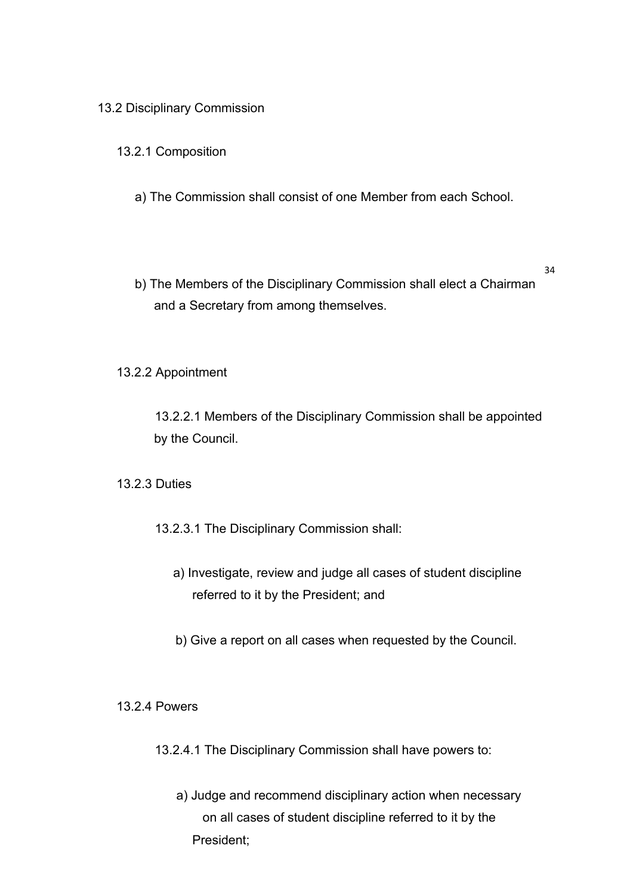## 13.2 Disciplinary Commission

### 13.2.1 Composition

a) The Commission shall consist of one Member from each School.

b) The Members of the Disciplinary Commission shall elect a Chairman and a Secretary from among themselves.

### 13.2.2 Appointment

13.2.2.1 Members of the Disciplinary Commission shall be appointed by the Council.

### 13.2.3 Duties

13.2.3.1 The Disciplinary Commission shall:

a) Investigate, review and judge all cases of student discipline referred to it by the President; and

b) Give a report on all cases when requested by the Council.

### 13.2.4 Powers

13.2.4.1 The Disciplinary Commission shall have powers to:

a) Judge and recommend disciplinary action when necessary on all cases of student discipline referred to it by the President;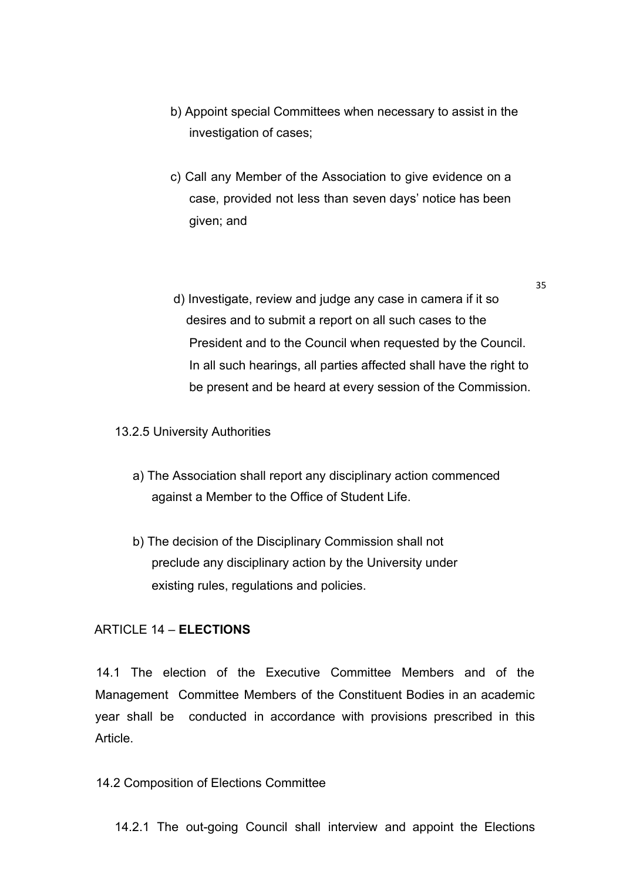b) Appoint special Committees when necessary to assist in the investigation of cases;

c) Call any Member of the Association to give evidence on a case, provided not less than seven days' notice has been given; and

d) Investigate, review and judge any case in camera if it so desires and to submit a report on all such cases to the President and to the Council when requested by the Council. In all such hearings, all parties affected shall have the right to be present and be heard at every session of the Commission.

13.2.5 University Authorities

a) The Association shall report any disciplinary action commenced against a Member to the Office of Student Life.

b) The decision of the Disciplinary Commission shall not preclude any disciplinary action by the University under existing rules, regulations and policies.

## ARTICLE 14 – **ELECTIONS**

14.1 The election of the Executive Committee Members and of the Management Committee Members of the Constituent Bodies in an academic year shall be conducted in accordance with provisions prescribed in this Article.

14.2 Composition of Elections Committee

14.2.1 The out-going Council shall interview and appoint the Elections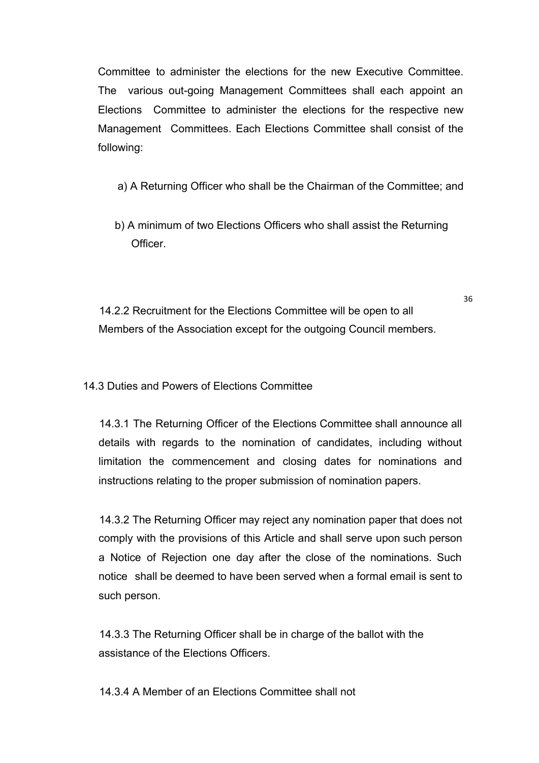Committee to administer the elections for the new Executive Committee. The various out-going Management Committees shall each appoint an Elections Committee to administer the elections for the respective new Management Committees. Each Elections Committee shall consist of the following:

a) A Returning Officer who shall be the Chairman of the Committee; and

b) A minimum of two Elections Officers who shall assist the Returning Officer.

14.2.2 Recruitment for the Elections Committee will be open to all Members of the Association except for the outgoing Council members.

14.3 Duties and Powers of Elections Committee

14.3.1 The Returning Officer of the Elections Committee shall announce all details with regards to the nomination of candidates, including without limitation the commencement and closing dates for nominations and instructions relating to the proper submission of nomination papers.

14.3.2 The Returning Officer may reject any nomination paper that does not comply with the provisions of this Article and shall serve upon such person a Notice of Rejection one day after the close of the nominations. Such notice shall be deemed to have been served when a formal email is sent to such person.

14.3.3 The Returning Officer shall be in charge of the ballot with the assistance of the Elections Officers.

14.3.4 A Member of an Elections Committee shall not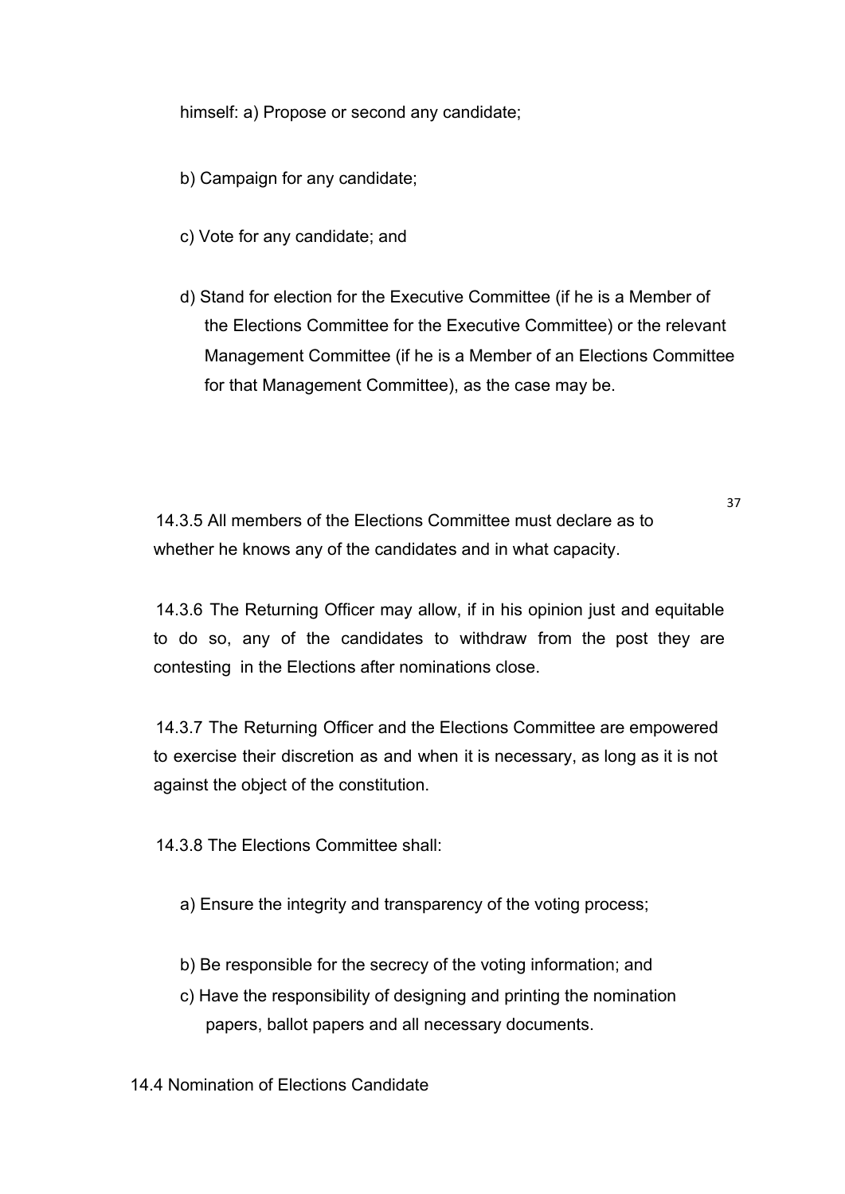himself: a) Propose or second any candidate;

b) Campaign for any candidate;

c) Vote for any candidate; and

d) Stand for election for the Executive Committee (if he is a Member of the Elections Committee for the Executive Committee) or the relevant Management Committee (if he is a Member of an Elections Committee for that Management Committee), as the case may be.

14.3.5 All members of the Elections Committee must declare as to whether he knows any of the candidates and in what capacity.

14.3.6 The Returning Officer may allow, if in his opinion just and equitable to do so, any of the candidates to withdraw from the post they are contesting in the Elections after nominations close.

14.3.7 The Returning Officer and the Elections Committee are empowered to exercise their discretion as and when it is necessary, as long as it is not against the object of the constitution.

14.3.8 The Elections Committee shall:

a) Ensure the integrity and transparency of the voting process;

b) Be responsible for the secrecy of the voting information; and

c) Have the responsibility of designing and printing the nomination papers, ballot papers and all necessary documents.

14.4 Nomination of Elections Candidate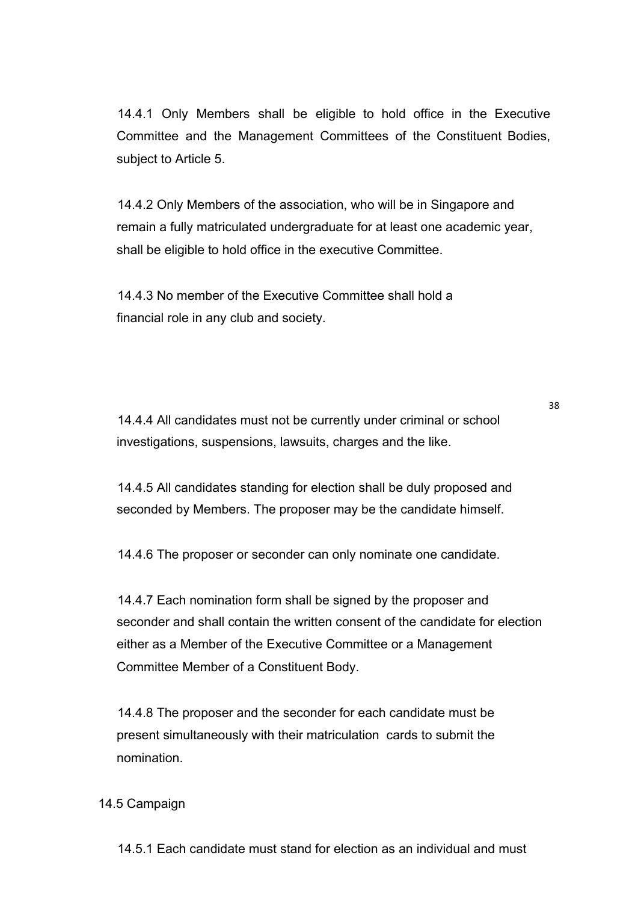14.4.1 Only Members shall be eligible to hold office in the Executive Committee and the Management Committees of the Constituent Bodies, subject to Article 5.

14.4.2 Only Members of the association, who will be in Singapore and remain a fully matriculated undergraduate for at least one academic year, shall be eligible to hold office in the executive Committee.

14.4.3 No member of the Executive Committee shall hold a financial role in any club and society.

14.4.4 All candidates must not be currently under criminal or school investigations, suspensions, lawsuits, charges and the like.

14.4.5 All candidates standing for election shall be duly proposed and seconded by Members. The proposer may be the candidate himself.

14.4.6 The proposer or seconder can only nominate one candidate.

14.4.7 Each nomination form shall be signed by the proposer and seconder and shall contain the written consent of the candidate for election either as a Member of the Executive Committee or a Management Committee Member of a Constituent Body.

14.4.8 The proposer and the seconder for each candidate must be present simultaneously with their matriculation cards to submit the nomination.

14.5 Campaign

14.5.1 Each candidate must stand for election as an individual and must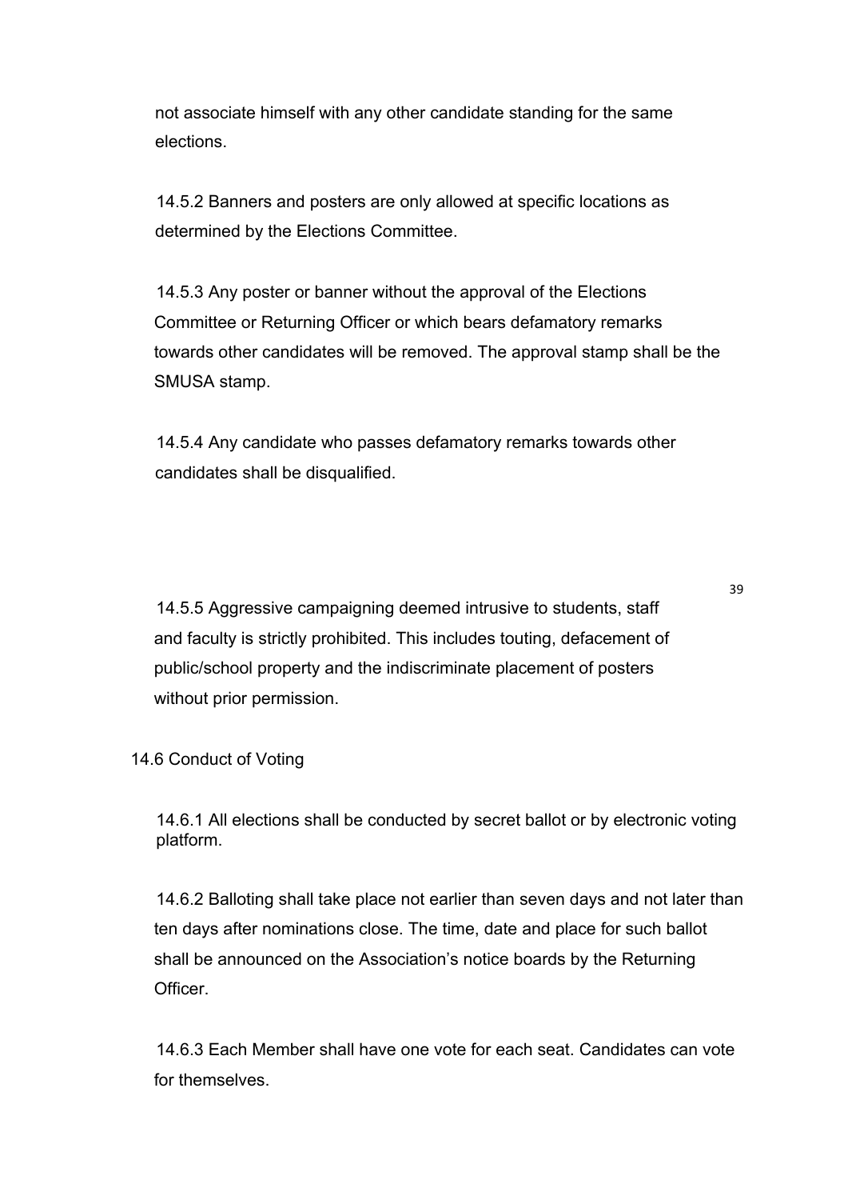not associate himself with any other candidate standing for the same elections.

14.5.2 Banners and posters are only allowed at specific locations as determined by the Elections Committee.

14.5.3 Any poster or banner without the approval of the Elections Committee or Returning Officer or which bears defamatory remarks towards other candidates will be removed. The approval stamp shall be the SMUSA stamp.

14.5.4 Any candidate who passes defamatory remarks towards other candidates shall be disqualified.

14.5.5 Aggressive campaigning deemed intrusive to students, staff and faculty is strictly prohibited. This includes touting, defacement of public/school property and the indiscriminate placement of posters without prior permission.

14.6 Conduct of Voting

14.6.1 All elections shall be conducted by secret ballot or by electronic voting platform.

14.6.2 Balloting shall take place not earlier than seven days and not later than ten days after nominations close. The time, date and place for such ballot shall be announced on the Association's notice boards by the Returning Officer.

14.6.3 Each Member shall have one vote for each seat. Candidates can vote for themselves.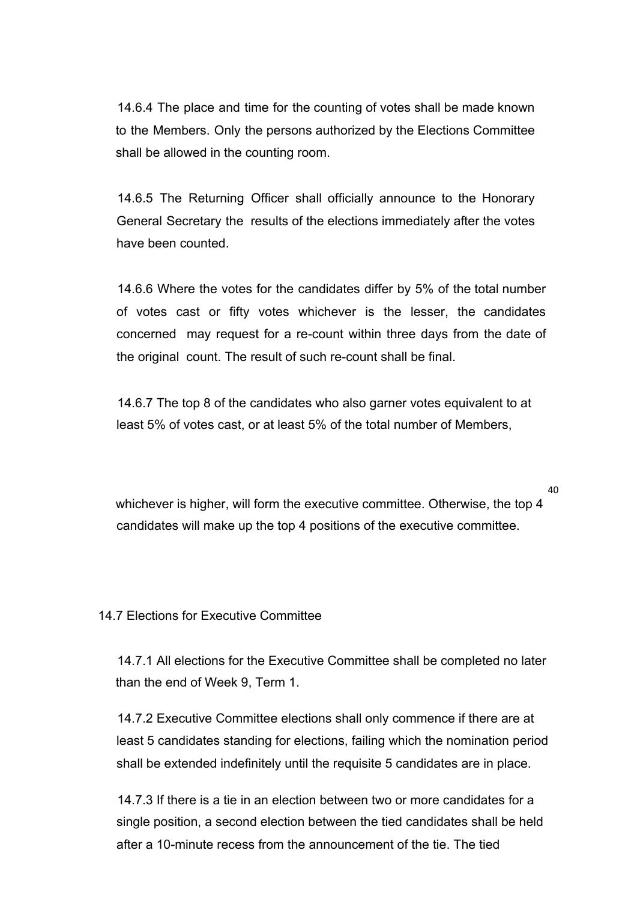14.6.4 The place and time for the counting of votes shall be made known to the Members. Only the persons authorized by the Elections Committee shall be allowed in the counting room.

14.6.5 The Returning Officer shall officially announce to the Honorary General Secretary the results of the elections immediately after the votes have been counted.

14.6.6 Where the votes for the candidates differ by 5% of the total number of votes cast or fifty votes whichever is the lesser, the candidates concerned may request for a re-count within three days from the date of the original count. The result of such re-count shall be final.

14.6.7 The top 8 of the candidates who also garner votes equivalent to at least 5% of votes cast, or at least 5% of the total number of Members, whichever is higher, will form the executive committee. Otherwise, the top 4 candidates will make up the top 4 positions of the executive committee.

## 14.7 Elections for Executive Committee

14.7.1 All elections for the Executive Committee shall be completed no later than the end of Week 9, Term 1.

14.7.2 Executive Committee elections shall only commence if there are at least 5 candidates standing for elections, failing which the nomination period shall be extended indefinitely until the requisite 5 candidates are in place.

14.7.3 If there is a tie in an election between two or more candidates for a single position, a second election between the tied candidates shall be held after a 10-minute recess from the announcement of the tie. The tied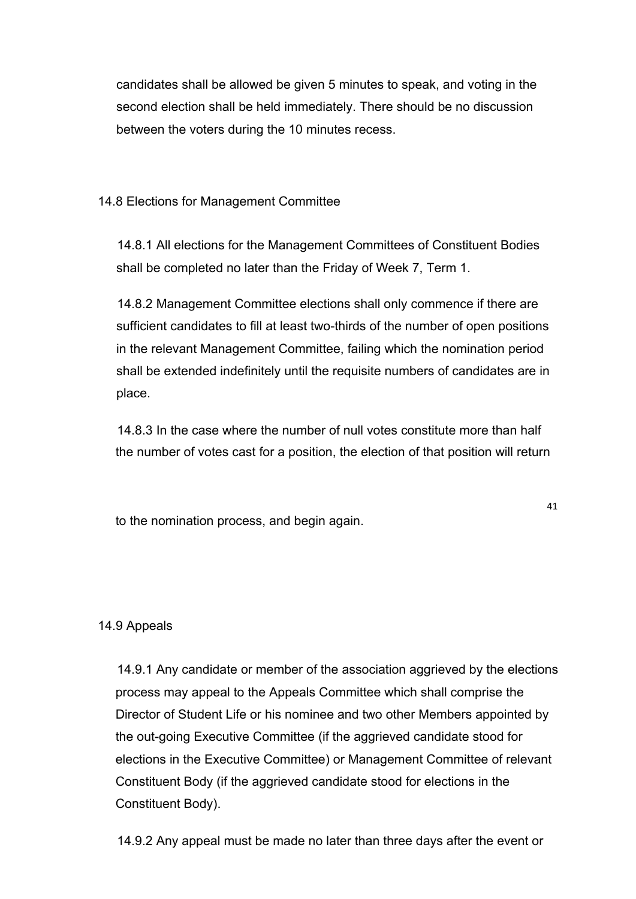candidates shall be allowed be given 5 minutes to speak, and voting in the second election shall be held immediately. There should be no discussion between the voters during the 10 minutes recess.

### 14.8 Elections for Management Committee

14.8.1 All elections for the Management Committees of Constituent Bodies shall be completed no later than the Friday of Week 7, Term 1.

14.8.2 Management Committee elections shall only commence if there are sufficient candidates to fill at least two-thirds of the number of open positions in the relevant Management Committee, failing which the nomination period shall be extended indefinitely until the requisite numbers of candidates are in place.

14.8.3 In the case where the number of null votes constitute more than half the number of votes cast for a position, the election of that position will return to the nomination process, and begin again.

### 14.9 Appeals

14.9.1 Any candidate or member of the association aggrieved by the elections process may appeal to the Appeals Committee which shall comprise the Director of Student Life or his nominee and two other Members appointed by the out-going Executive Committee (if the aggrieved candidate stood for elections in the Executive Committee) or Management Committee of relevant Constituent Body (if the aggrieved candidate stood for elections in the Constituent Body).

14.9.2 Any appeal must be made no later than three days after the event or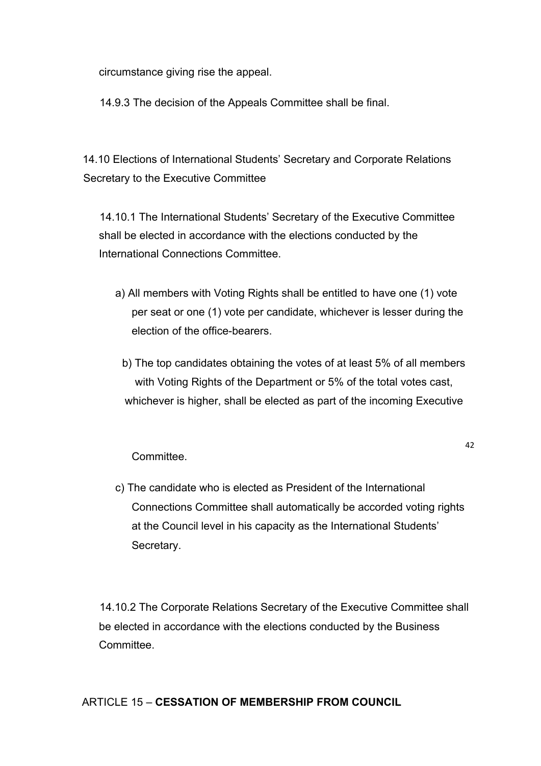circumstance giving rise the appeal.

14.9.3 The decision of the Appeals Committee shall be final.

14.10 Elections of International Students' Secretary and Corporate Relations Secretary to the Executive Committee

14.10.1 The International Students' Secretary of the Executive Committee shall be elected in accordance with the elections conducted by the International Connections Committee.

a) All members with Voting Rights shall be entitled to have one (1) vote per seat or one (1) vote per candidate, whichever is lesser during the election of the office-bearers.

b) The top candidates obtaining the votes of at least 5% of all members with Voting Rights of the Department or 5% of the total votes cast, whichever is higher, shall be elected as part of the incoming Executive Committee.

c) The candidate who is elected as President of the International Connections Committee shall automatically be accorded voting rights at the Council level in his capacity as the International Students' Secretary.

14.10.2 The Corporate Relations Secretary of the Executive Committee shall be elected in accordance with the elections conducted by the Business Committee.

ARTICLE 15 – **CESSATION OF MEMBERSHIP FROM COUNCIL**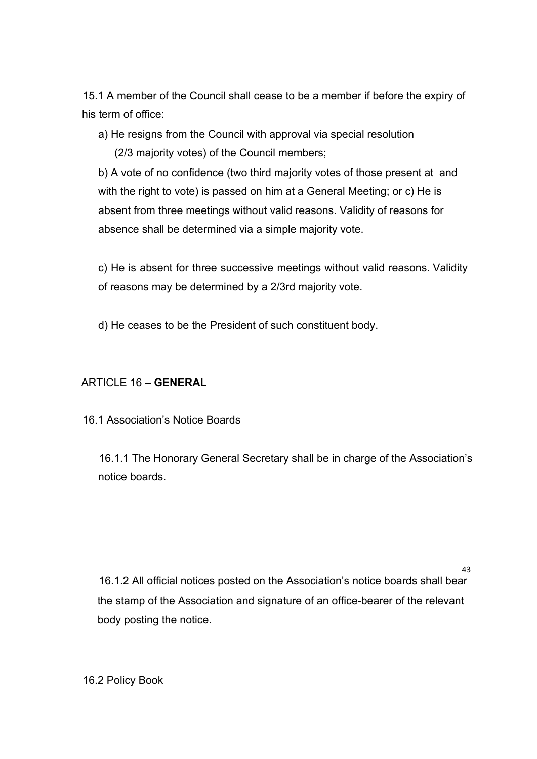15.1 A member of the Council shall cease to be a member if before the expiry of his term of office:

a) He resigns from the Council with approval via special resolution (2/3 majority votes) of the Council members;

b) A vote of no confidence (two third majority votes of those present at and with the right to vote) is passed on him at a General Meeting; or c) He is absent from three meetings without valid reasons. Validity of reasons for absence shall be determined via a simple majority vote.

c) He is absent for three successive meetings without valid reasons. Validity of reasons may be determined by a 2/3rd majority vote.

d) He ceases to be the President of such constituent body.

## ARTICLE 16 – **GENERAL**

16.1 Association's Notice Boards

16.1.1 The Honorary General Secretary shall be in charge of the Association's notice boards.

16.1.2 All official notices posted on the Association's notice boards shall bear the stamp of the Association and signature of an office-bearer of the relevant body posting the notice.

16.2 Policy Book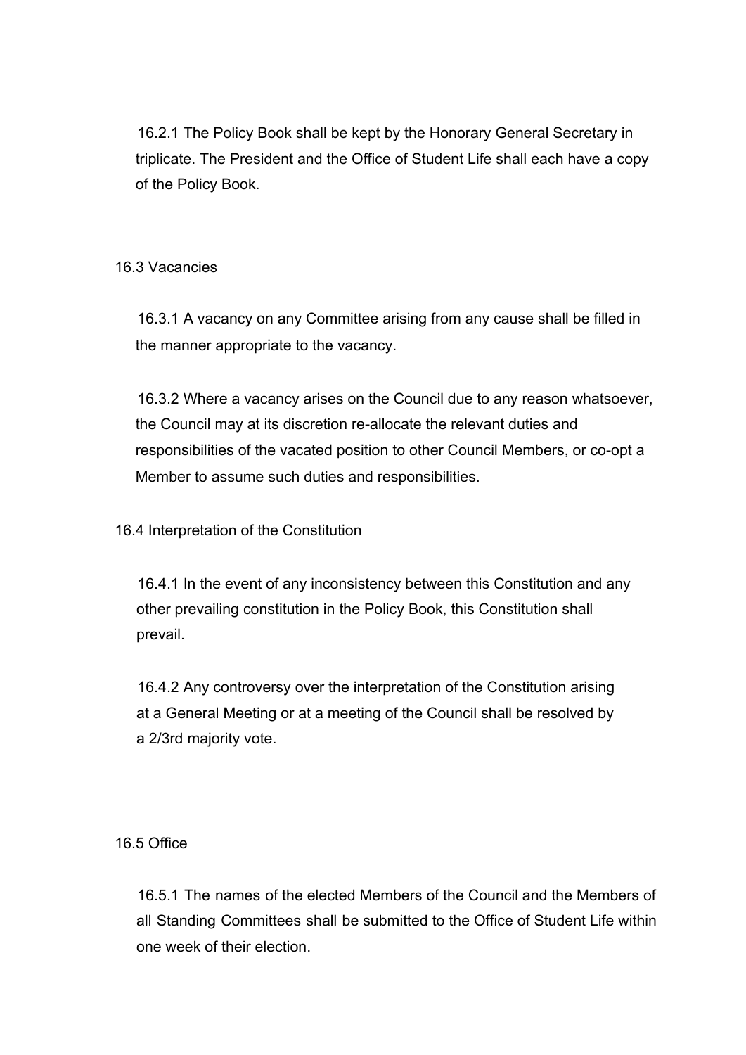16.2.1 The Policy Book shall be kept by the Honorary General Secretary in triplicate. The President and the Office of Student Life shall each have a copy of the Policy Book.

### 16.3 Vacancies

16.3.1 A vacancy on any Committee arising from any cause shall be filled in the manner appropriate to the vacancy.

16.3.2 Where a vacancy arises on the Council due to any reason whatsoever, the Council may at its discretion re-allocate the relevant duties and responsibilities of the vacated position to other Council Members, or co-opt a Member to assume such duties and responsibilities.

### 16.4 Interpretation of the Constitution

16.4.1 In the event of any inconsistency between this Constitution and any other prevailing constitution in the Policy Book, this Constitution shall prevail.

16.4.2 Any controversy over the interpretation of the Constitution arising at a General Meeting or at a meeting of the Council shall be resolved by a 2/3rd majority vote.

### 16.5 Office

16.5.1 The names of the elected Members of the Council and the Members of all Standing Committees shall be submitted to the Office of Student Life within one week of their election.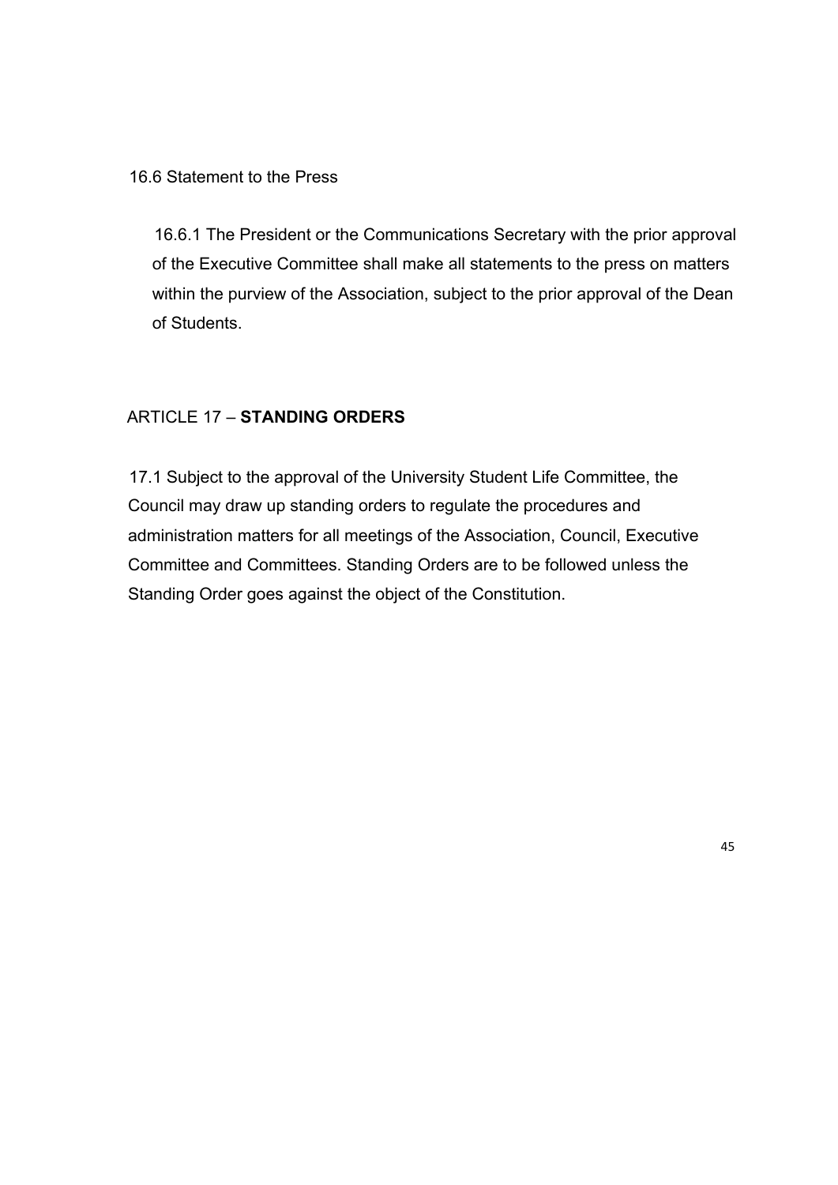16.6 Statement to the Press

16.6.1 The President or the Communications Secretary with the prior approval of the Executive Committee shall make all statements to the press on matters within the purview of the Association, subject to the prior approval of the Dean of Students.

## ARTICLE 17 – **STANDING ORDERS**

17.1 Subject to the approval of the University Student Life Committee, the Council may draw up standing orders to regulate the procedures and administration matters for all meetings of the Association, Council, Executive Committee and Committees. Standing Orders are to be followed unless the Standing Order goes against the object of the Constitution.